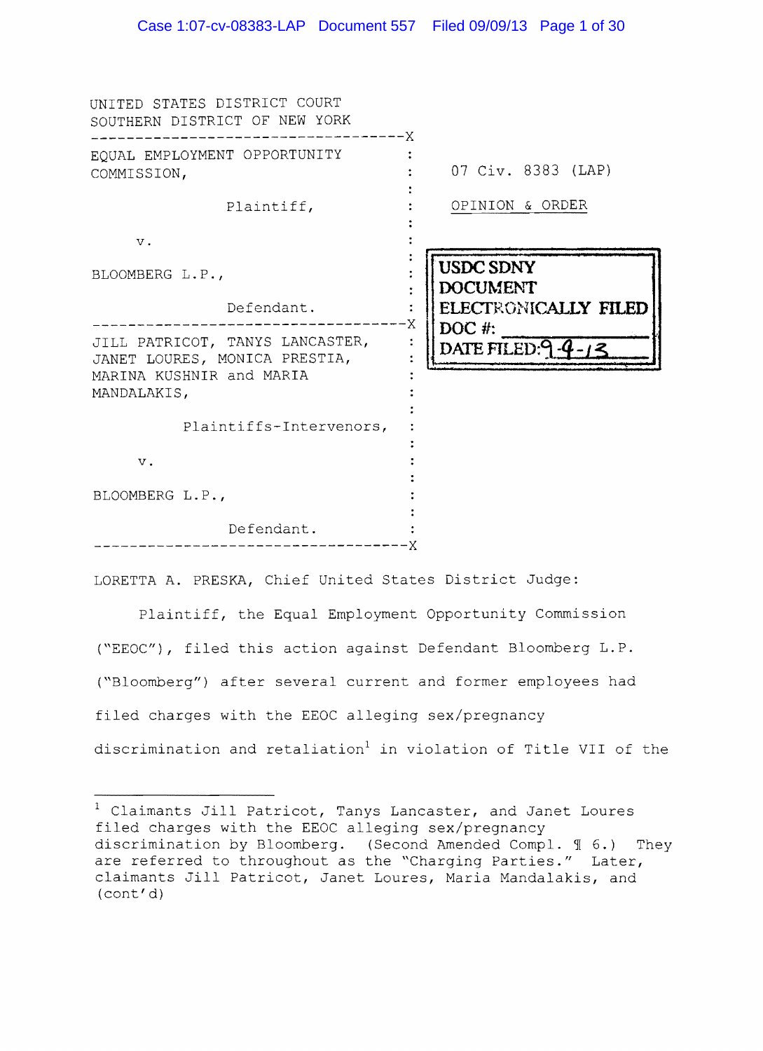UNITED STATES DISTRICT COURT
SOUTHERN DISTRICT OF NEW YORK

| | |
|---|---|
| EQUAL EMPLOYMENT OPPORTUNITY COMMISSION,<br><br>Plaintiff,<br><br>v.<br><br>BLOOMBERG L.P.,<br><br>Defendant. | 07 Civ. 8383 (LAP)<br><br>OPINION & ORDER |
| JILL PATRICOT, TANYS LANCASTER, JANET LOURES, MONICA PRESTIA, MARINA KUSHNIR and MARIA MANDALAKIS,<br><br>Plaintiffs-Intervenors,<br><br>v.<br><br>BLOOMBERG L.P.,<br><br>Defendant. | |

USDC SDNY
DOCUMENT
ELECTRONICALLY FILED
DOC #:
DATE FILED: 9-9-13

LORETTA A. PRESKA, Chief United States District Judge:

Plaintiff, the Equal Employment Opportunity Commission ("EEOC"), filed this action against Defendant Bloomberg L.P. ("Bloomberg") after several current and former employees had filed charges with the EEOC alleging sex/pregnancy discrimination and retaliation[1] in violation of Title VII of the

---

[1] Claimants Jill Patricot, Tanys Lancaster, and Janet Loures filed charges with the EEOC alleging sex/pregnancy discrimination by Bloomberg. (Second Amended Compl. ¶ 6.) They are referred to throughout as the "Charging Parties." Later, claimants Jill Patricot, Janet Loures, Maria Mandalakis, and (cont'd)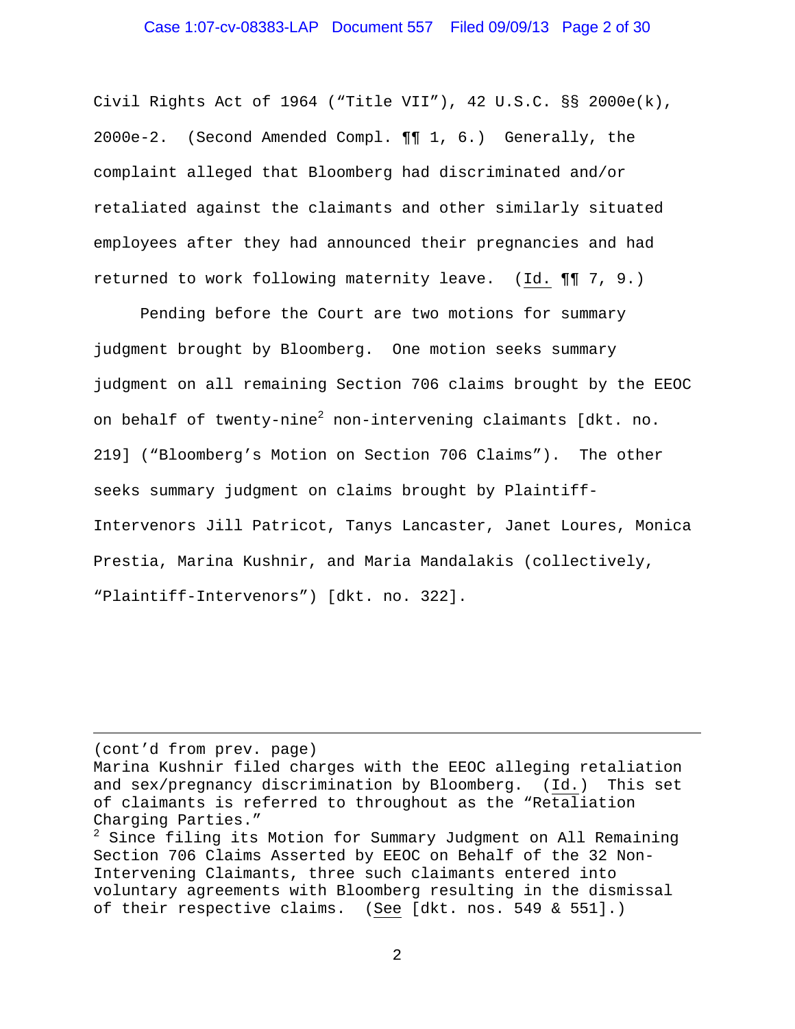Civil Rights Act of 1964 ("Title VII"), 42 U.S.C. §§ 2000e(k), 2000e-2. (Second Amended Compl. ¶¶ 1, 6.) Generally, the complaint alleged that Bloomberg had discriminated and/or retaliated against the claimants and other similarly situated employees after they had announced their pregnancies and had returned to work following maternity leave. (Id. ¶¶ 7, 9.)

Pending before the Court are two motions for summary judgment brought by Bloomberg. One motion seeks summary judgment on all remaining Section 706 claims brought by the EEOC on behalf of twenty-nine[2] non-intervening claimants [dkt. no. 219] ("Bloomberg's Motion on Section 706 Claims"). The other seeks summary judgment on claims brought by Plaintiff-Intervenors Jill Patricot, Tanys Lancaster, Janet Loures, Monica Prestia, Marina Kushnir, and Maria Mandalakis (collectively, "Plaintiff-Intervenors") [dkt. no. 322].

---

(cont'd from prev. page)
Marina Kushnir filed charges with the EEOC alleging retaliation and sex/pregnancy discrimination by Bloomberg. (Id.) This set of claimants is referred to throughout as the "Retaliation Charging Parties."

[2] Since filing its Motion for Summary Judgment on All Remaining Section 706 Claims Asserted by EEOC on Behalf of the 32 Non-Intervening Claimants, three such claimants entered into voluntary agreements with Bloomberg resulting in the dismissal of their respective claims. (See [dkt. nos. 549 & 551].)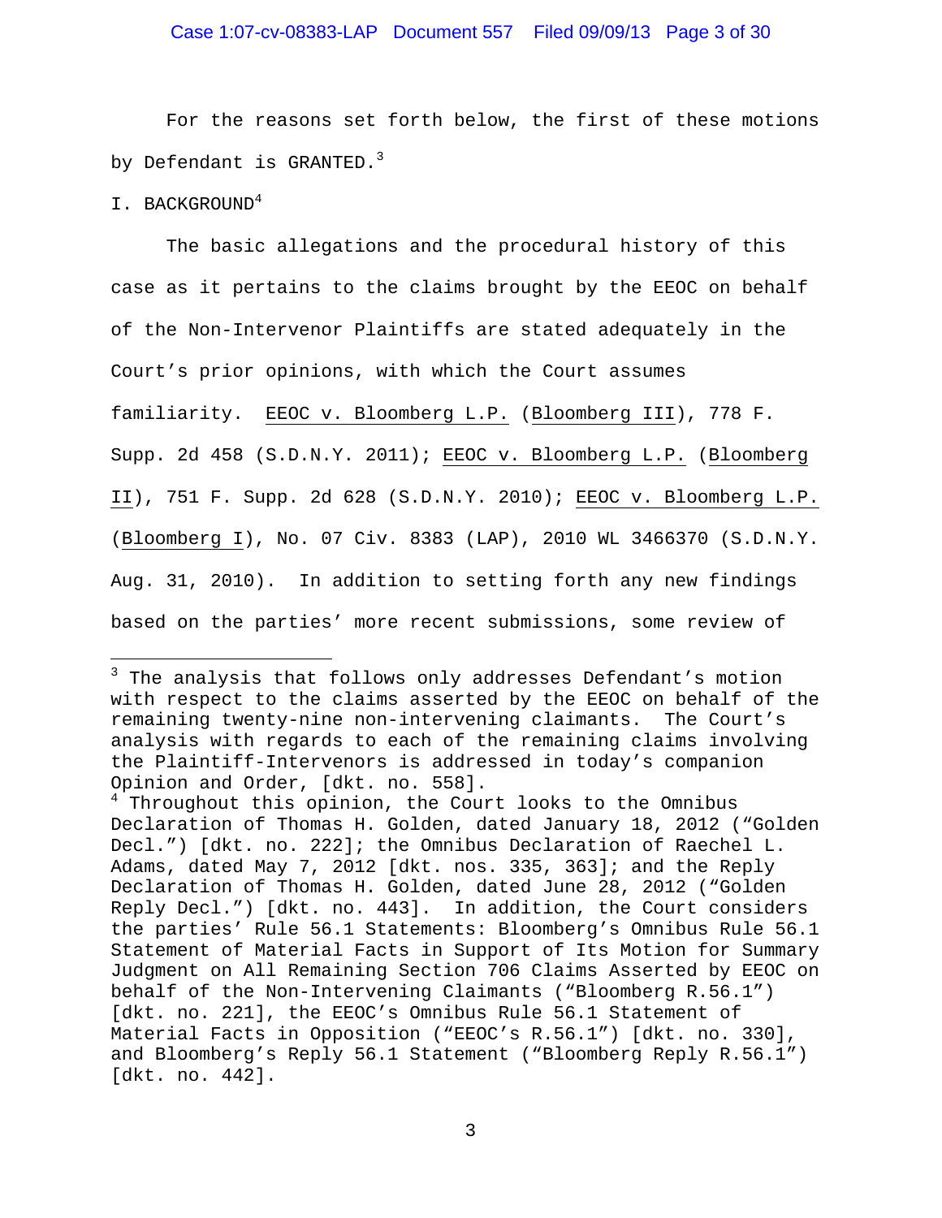For the reasons set forth below, the first of these motions by Defendant is GRANTED.[3]

I. BACKGROUND[4]

The basic allegations and the procedural history of this case as it pertains to the claims brought by the EEOC on behalf of the Non-Intervenor Plaintiffs are stated adequately in the Court's prior opinions, with which the Court assumes familiarity. EEOC v. Bloomberg L.P. (Bloomberg III), 778 F. Supp. 2d 458 (S.D.N.Y. 2011); EEOC v. Bloomberg L.P. (Bloomberg II), 751 F. Supp. 2d 628 (S.D.N.Y. 2010); EEOC v. Bloomberg L.P. (Bloomberg I), No. 07 Civ. 8383 (LAP), 2010 WL 3466370 (S.D.N.Y. Aug. 31, 2010). In addition to setting forth any new findings based on the parties' more recent submissions, some review of

---

[3] The analysis that follows only addresses Defendant's motion with respect to the claims asserted by the EEOC on behalf of the remaining twenty-nine non-intervening claimants. The Court's analysis with regards to each of the remaining claims involving the Plaintiff-Intervenors is addressed in today's companion Opinion and Order, [dkt. no. 558].

[4] Throughout this opinion, the Court looks to the Omnibus Declaration of Thomas H. Golden, dated January 18, 2012 ("Golden Decl.") [dkt. no. 222]; the Omnibus Declaration of Raechel L. Adams, dated May 7, 2012 [dkt. nos. 335, 363]; and the Reply Declaration of Thomas H. Golden, dated June 28, 2012 ("Golden Reply Decl.") [dkt. no. 443]. In addition, the Court considers the parties' Rule 56.1 Statements: Bloomberg's Omnibus Rule 56.1 Statement of Material Facts in Support of Its Motion for Summary Judgment on All Remaining Section 706 Claims Asserted by EEOC on behalf of the Non-Intervening Claimants ("Bloomberg R.56.1") [dkt. no. 221], the EEOC's Omnibus Rule 56.1 Statement of Material Facts in Opposition ("EEOC's R.56.1") [dkt. no. 330], and Bloomberg's Reply 56.1 Statement ("Bloomberg Reply R.56.1") [dkt. no. 442].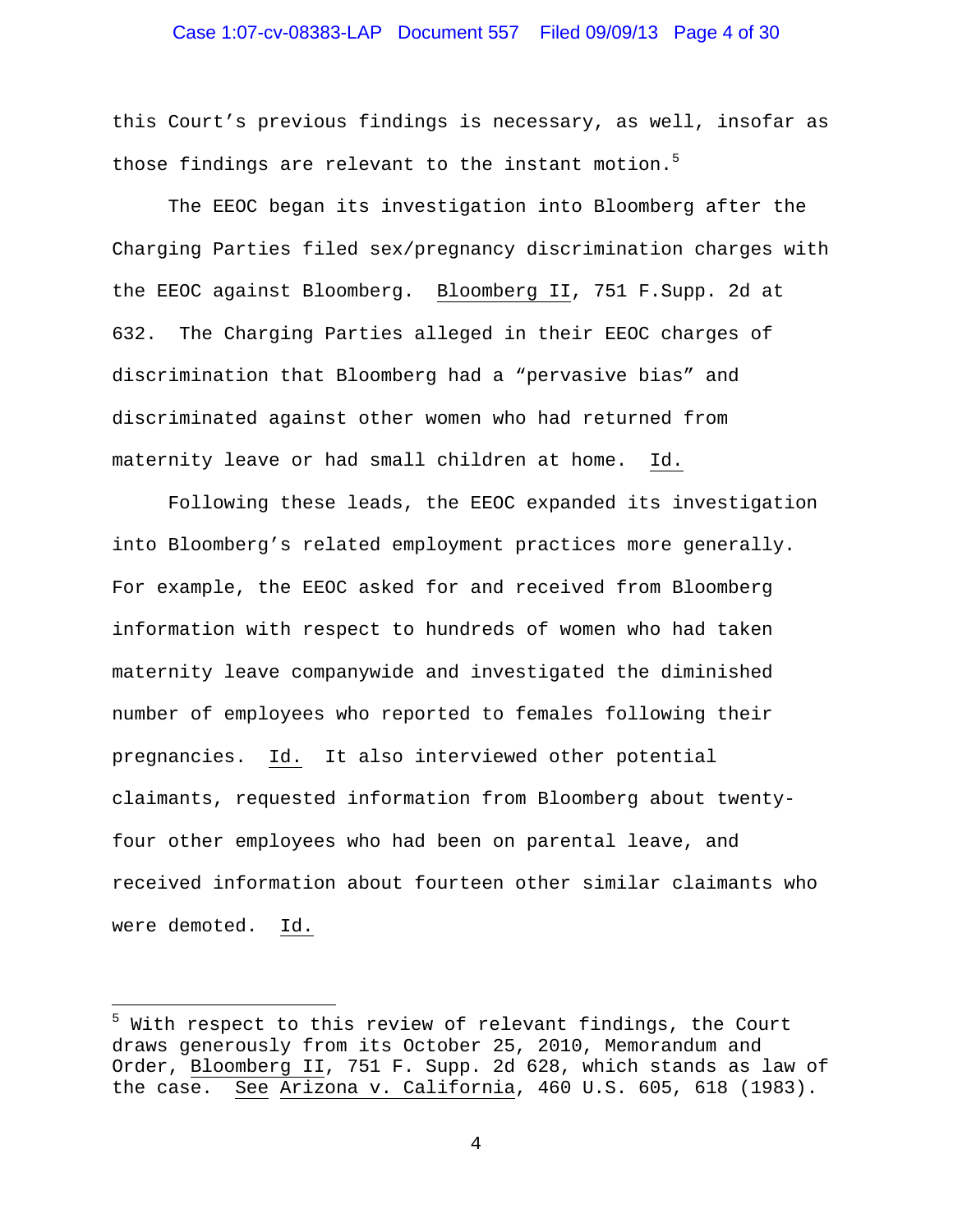this Court's previous findings is necessary, as well, insofar as those findings are relevant to the instant motion.[5]

The EEOC began its investigation into Bloomberg after the Charging Parties filed sex/pregnancy discrimination charges with the EEOC against Bloomberg. Bloomberg II, 751 F.Supp. 2d at 632. The Charging Parties alleged in their EEOC charges of discrimination that Bloomberg had a "pervasive bias" and discriminated against other women who had returned from maternity leave or had small children at home. Id.

Following these leads, the EEOC expanded its investigation into Bloomberg's related employment practices more generally. For example, the EEOC asked for and received from Bloomberg information with respect to hundreds of women who had taken maternity leave companywide and investigated the diminished number of employees who reported to females following their pregnancies. Id. It also interviewed other potential claimants, requested information from Bloomberg about twenty-four other employees who had been on parental leave, and received information about fourteen other similar claimants who were demoted. Id.

---

[5] With respect to this review of relevant findings, the Court draws generously from its October 25, 2010, Memorandum and Order, Bloomberg II, 751 F. Supp. 2d 628, which stands as law of the case. See Arizona v. California, 460 U.S. 605, 618 (1983).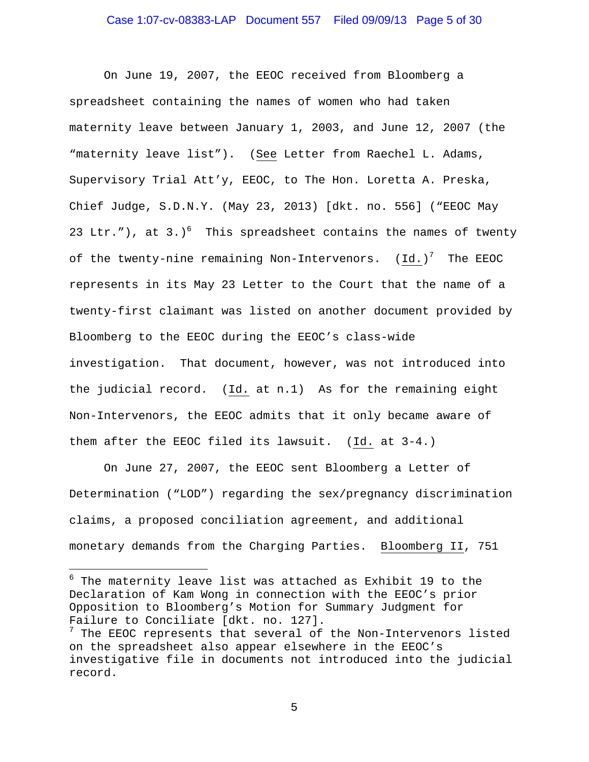On June 19, 2007, the EEOC received from Bloomberg a spreadsheet containing the names of women who had taken maternity leave between January 1, 2003, and June 12, 2007 (the "maternity leave list"). (See Letter from Raechel L. Adams, Supervisory Trial Att'y, EEOC, to The Hon. Loretta A. Preska, Chief Judge, S.D.N.Y. (May 23, 2013) [dkt. no. 556] ("EEOC May 23 Ltr."), at 3.)[6] This spreadsheet contains the names of twenty of the twenty-nine remaining Non-Intervenors. (Id.)[7] The EEOC represents in its May 23 Letter to the Court that the name of a twenty-first claimant was listed on another document provided by Bloomberg to the EEOC during the EEOC's class-wide investigation. That document, however, was not introduced into the judicial record. (Id. at n.1) As for the remaining eight Non-Intervenors, the EEOC admits that it only became aware of them after the EEOC filed its lawsuit. (Id. at 3-4.)

On June 27, 2007, the EEOC sent Bloomberg a Letter of Determination ("LOD") regarding the sex/pregnancy discrimination claims, a proposed conciliation agreement, and additional monetary demands from the Charging Parties. Bloomberg II, 751

---

[6] The maternity leave list was attached as Exhibit 19 to the Declaration of Kam Wong in connection with the EEOC's prior Opposition to Bloomberg's Motion for Summary Judgment for Failure to Conciliate [dkt. no. 127].

[7] The EEOC represents that several of the Non-Intervenors listed on the spreadsheet also appear elsewhere in the EEOC's investigative file in documents not introduced into the judicial record.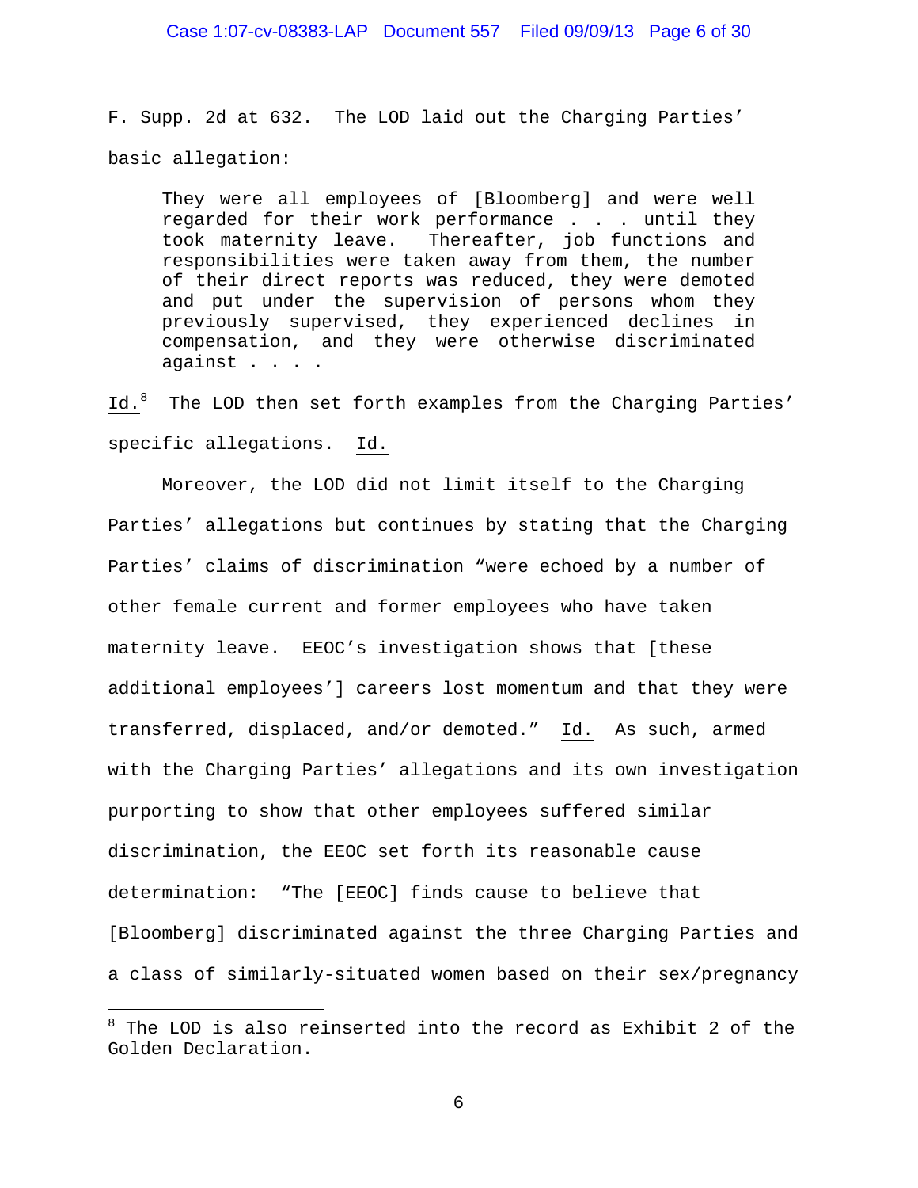F. Supp. 2d at 632. The LOD laid out the Charging Parties' basic allegation:

> They were all employees of [Bloomberg] and were well regarded for their work performance . . . until they took maternity leave. Thereafter, job functions and responsibilities were taken away from them, the number of their direct reports was reduced, they were demoted and put under the supervision of persons whom they previously supervised, they experienced declines in compensation, and they were otherwise discriminated against . . . .

Id.[8] The LOD then set forth examples from the Charging Parties' specific allegations. Id.

Moreover, the LOD did not limit itself to the Charging Parties' allegations but continues by stating that the Charging Parties' claims of discrimination "were echoed by a number of other female current and former employees who have taken maternity leave. EEOC's investigation shows that [these additional employees'] careers lost momentum and that they were transferred, displaced, and/or demoted." Id. As such, armed with the Charging Parties' allegations and its own investigation purporting to show that other employees suffered similar discrimination, the EEOC set forth its reasonable cause determination: "The [EEOC] finds cause to believe that [Bloomberg] discriminated against the three Charging Parties and a class of similarly-situated women based on their sex/pregnancy

---

[8] The LOD is also reinserted into the record as Exhibit 2 of the Golden Declaration.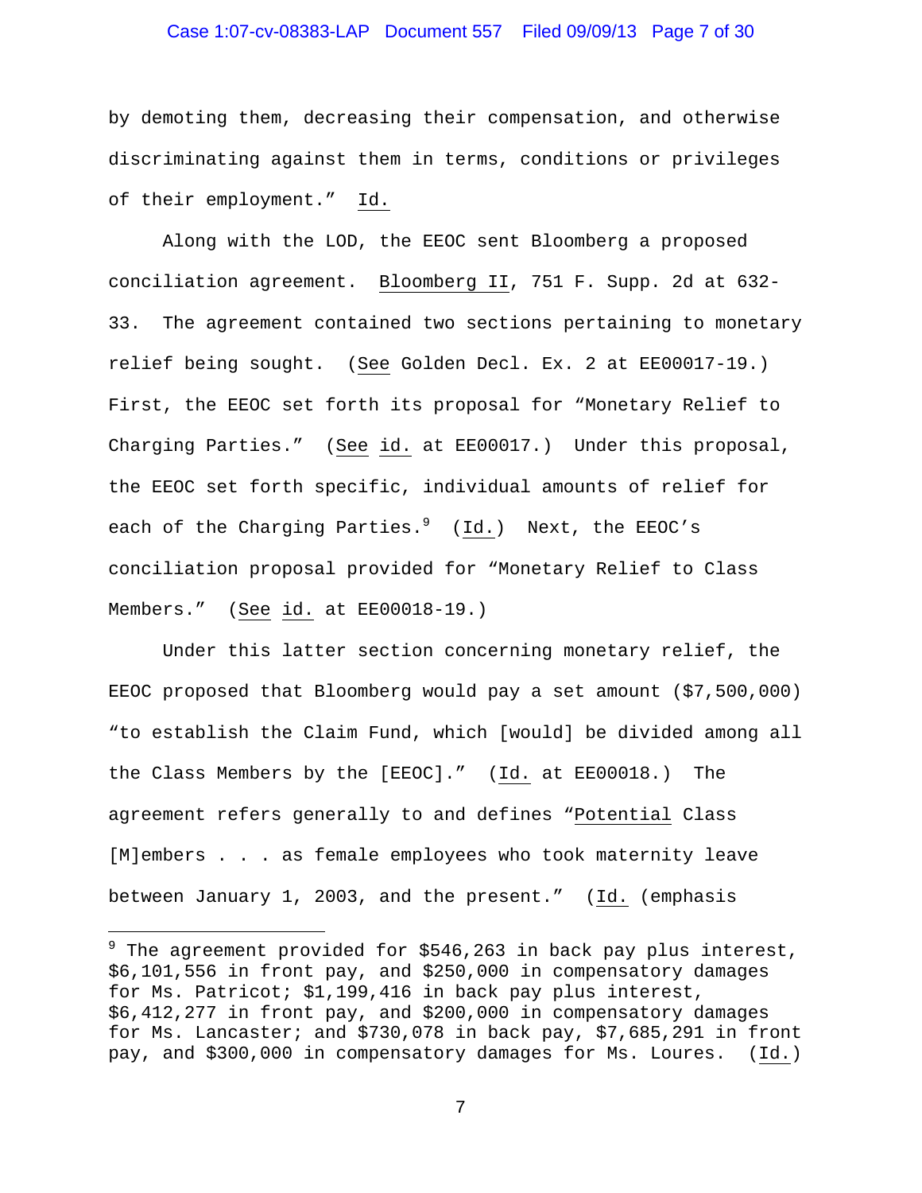by demoting them, decreasing their compensation, and otherwise discriminating against them in terms, conditions or privileges of their employment." Id.

Along with the LOD, the EEOC sent Bloomberg a proposed conciliation agreement. Bloomberg II, 751 F. Supp. 2d at 632-33. The agreement contained two sections pertaining to monetary relief being sought. (See Golden Decl. Ex. 2 at EE00017-19.) First, the EEOC set forth its proposal for "Monetary Relief to Charging Parties." (See id. at EE00017.) Under this proposal, the EEOC set forth specific, individual amounts of relief for each of the Charging Parties.[9] (Id.) Next, the EEOC's conciliation proposal provided for "Monetary Relief to Class Members." (See id. at EE00018-19.)

Under this latter section concerning monetary relief, the EEOC proposed that Bloomberg would pay a set amount ($7,500,000) "to establish the Claim Fund, which [would] be divided among all the Class Members by the [EEOC]." (Id. at EE00018.) The agreement refers generally to and defines "Potential Class [M]embers . . . as female employees who took maternity leave between January 1, 2003, and the present." (Id. (emphasis

---

[9] The agreement provided for $546,263 in back pay plus interest, $6,101,556 in front pay, and $250,000 in compensatory damages for Ms. Patricot; $1,199,416 in back pay plus interest, $6,412,277 in front pay, and $200,000 in compensatory damages for Ms. Lancaster; and $730,078 in back pay, $7,685,291 in front pay, and $300,000 in compensatory damages for Ms. Loures. (Id.)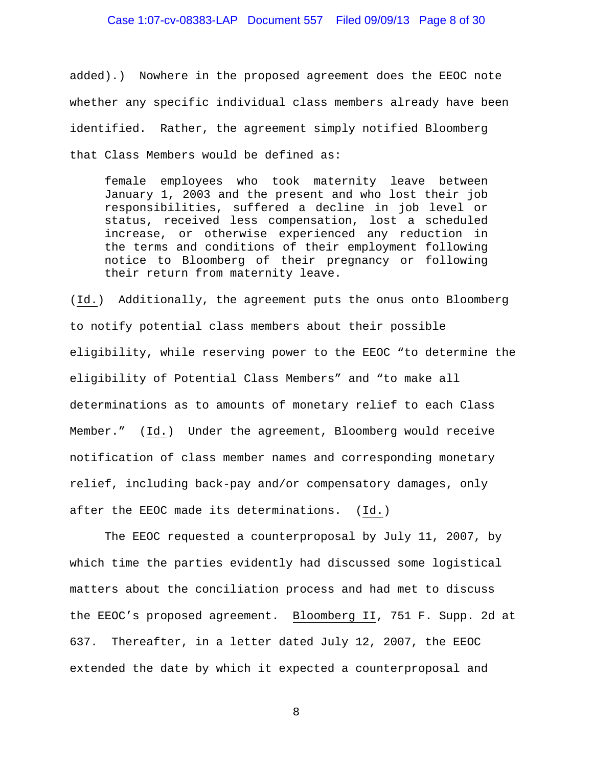added).) Nowhere in the proposed agreement does the EEOC note whether any specific individual class members already have been identified. Rather, the agreement simply notified Bloomberg that Class Members would be defined as:

> female employees who took maternity leave between January 1, 2003 and the present and who lost their job responsibilities, suffered a decline in job level or status, received less compensation, lost a scheduled increase, or otherwise experienced any reduction in the terms and conditions of their employment following notice to Bloomberg of their pregnancy or following their return from maternity leave.

(Id.) Additionally, the agreement puts the onus onto Bloomberg to notify potential class members about their possible eligibility, while reserving power to the EEOC "to determine the eligibility of Potential Class Members" and "to make all determinations as to amounts of monetary relief to each Class Member." (Id.) Under the agreement, Bloomberg would receive notification of class member names and corresponding monetary relief, including back-pay and/or compensatory damages, only after the EEOC made its determinations. (Id.)

The EEOC requested a counterproposal by July 11, 2007, by which time the parties evidently had discussed some logistical matters about the conciliation process and had met to discuss the EEOC's proposed agreement. Bloomberg II, 751 F. Supp. 2d at 637. Thereafter, in a letter dated July 12, 2007, the EEOC extended the date by which it expected a counterproposal and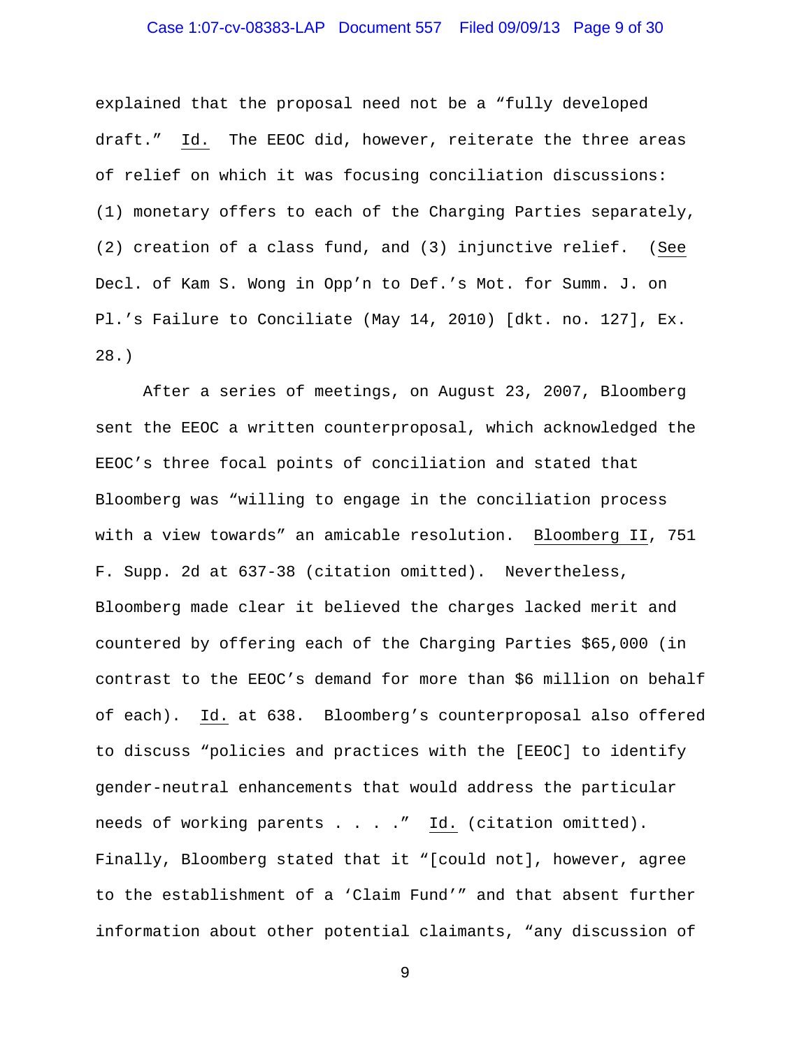explained that the proposal need not be a "fully developed draft." Id. The EEOC did, however, reiterate the three areas of relief on which it was focusing conciliation discussions: (1) monetary offers to each of the Charging Parties separately, (2) creation of a class fund, and (3) injunctive relief. (See Decl. of Kam S. Wong in Opp'n to Def.'s Mot. for Summ. J. on Pl.'s Failure to Conciliate (May 14, 2010) [dkt. no. 127], Ex. 28.)

After a series of meetings, on August 23, 2007, Bloomberg sent the EEOC a written counterproposal, which acknowledged the EEOC's three focal points of conciliation and stated that Bloomberg was "willing to engage in the conciliation process with a view towards" an amicable resolution. Bloomberg II, 751 F. Supp. 2d at 637-38 (citation omitted). Nevertheless, Bloomberg made clear it believed the charges lacked merit and countered by offering each of the Charging Parties $65,000 (in contrast to the EEOC's demand for more than $6 million on behalf of each). Id. at 638. Bloomberg's counterproposal also offered to discuss "policies and practices with the [EEOC] to identify gender-neutral enhancements that would address the particular needs of working parents . . . ." Id. (citation omitted). Finally, Bloomberg stated that it "[could not], however, agree to the establishment of a 'Claim Fund'" and that absent further information about other potential claimants, "any discussion of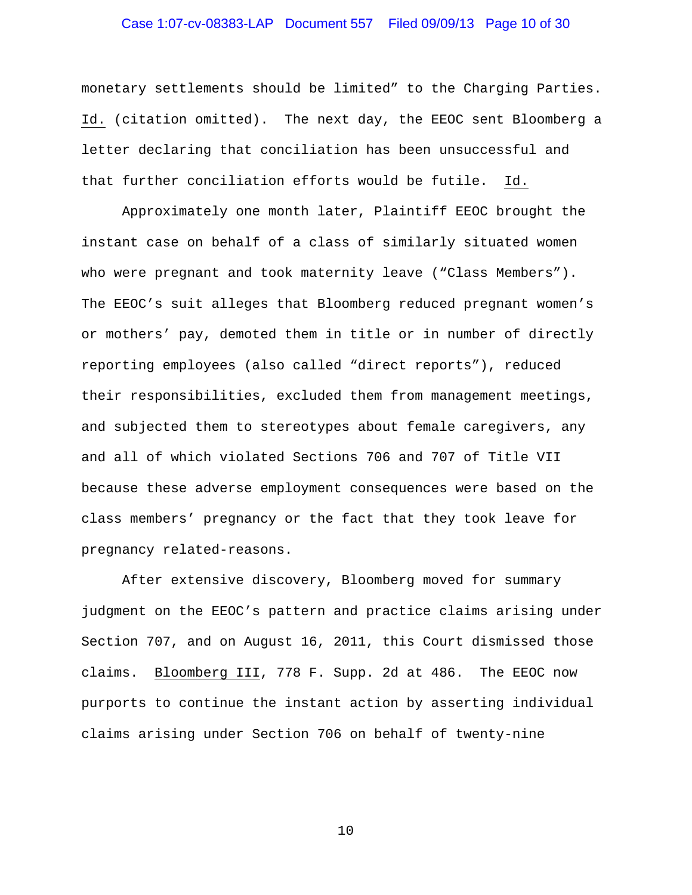monetary settlements should be limited" to the Charging Parties. Id. (citation omitted). The next day, the EEOC sent Bloomberg a letter declaring that conciliation has been unsuccessful and that further conciliation efforts would be futile. Id.

Approximately one month later, Plaintiff EEOC brought the instant case on behalf of a class of similarly situated women who were pregnant and took maternity leave ("Class Members"). The EEOC's suit alleges that Bloomberg reduced pregnant women's or mothers' pay, demoted them in title or in number of directly reporting employees (also called "direct reports"), reduced their responsibilities, excluded them from management meetings, and subjected them to stereotypes about female caregivers, any and all of which violated Sections 706 and 707 of Title VII because these adverse employment consequences were based on the class members' pregnancy or the fact that they took leave for pregnancy related-reasons.

After extensive discovery, Bloomberg moved for summary judgment on the EEOC's pattern and practice claims arising under Section 707, and on August 16, 2011, this Court dismissed those claims. Bloomberg III, 778 F. Supp. 2d at 486. The EEOC now purports to continue the instant action by asserting individual claims arising under Section 706 on behalf of twenty-nine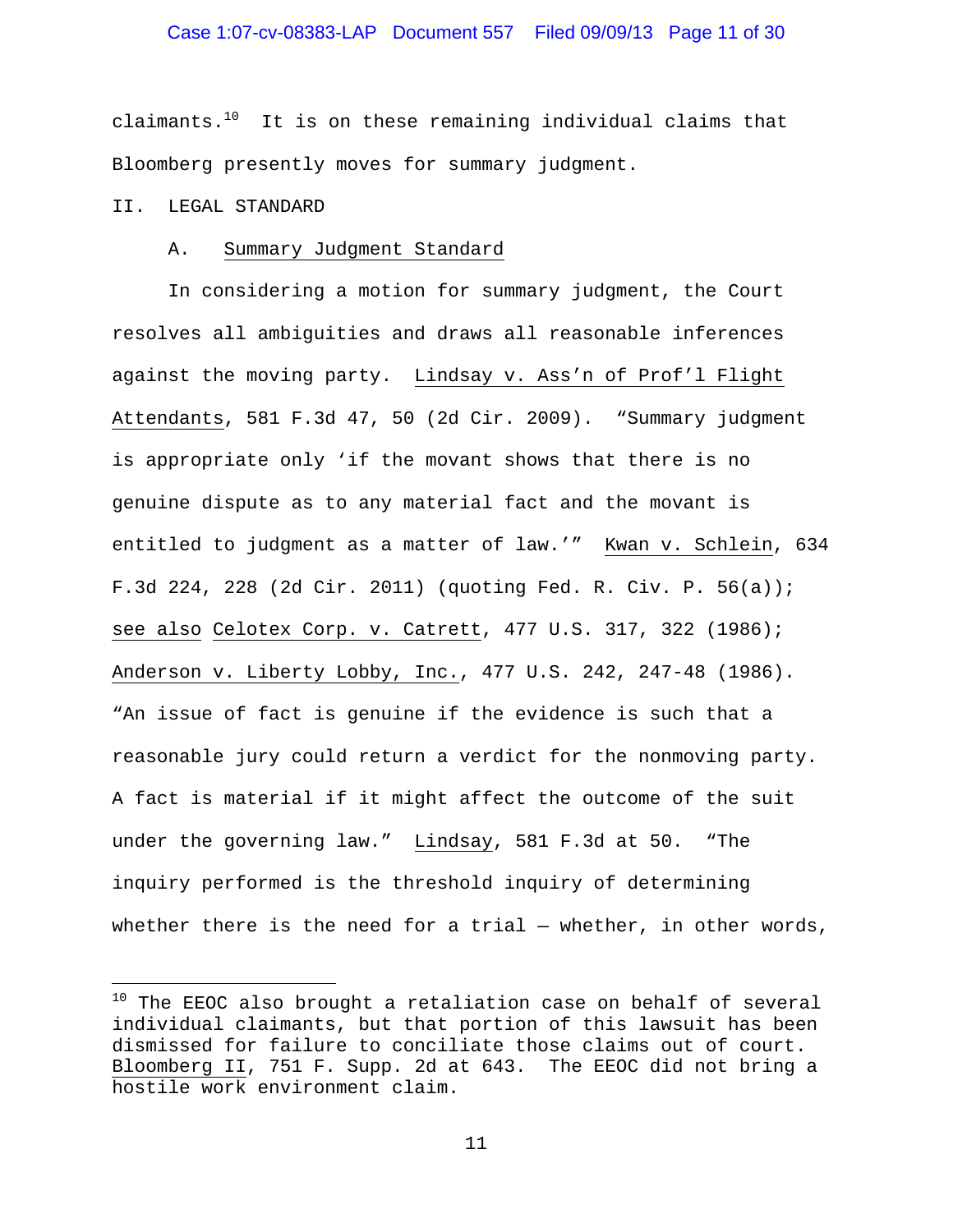claimants.[10] It is on these remaining individual claims that Bloomberg presently moves for summary judgment.

## II. LEGAL STANDARD

### A. Summary Judgment Standard

In considering a motion for summary judgment, the Court resolves all ambiguities and draws all reasonable inferences against the moving party. Lindsay v. Ass'n of Prof'l Flight Attendants, 581 F.3d 47, 50 (2d Cir. 2009). "Summary judgment is appropriate only 'if the movant shows that there is no genuine dispute as to any material fact and the movant is entitled to judgment as a matter of law.'" Kwan v. Schlein, 634 F.3d 224, 228 (2d Cir. 2011) (quoting Fed. R. Civ. P. 56(a)); see also Celotex Corp. v. Catrett, 477 U.S. 317, 322 (1986); Anderson v. Liberty Lobby, Inc., 477 U.S. 242, 247-48 (1986). "An issue of fact is genuine if the evidence is such that a reasonable jury could return a verdict for the nonmoving party. A fact is material if it might affect the outcome of the suit under the governing law." Lindsay, 581 F.3d at 50. "The inquiry performed is the threshold inquiry of determining whether there is the need for a trial — whether, in other words,

---

[10] The EEOC also brought a retaliation case on behalf of several individual claimants, but that portion of this lawsuit has been dismissed for failure to conciliate those claims out of court. Bloomberg II, 751 F. Supp. 2d at 643. The EEOC did not bring a hostile work environment claim.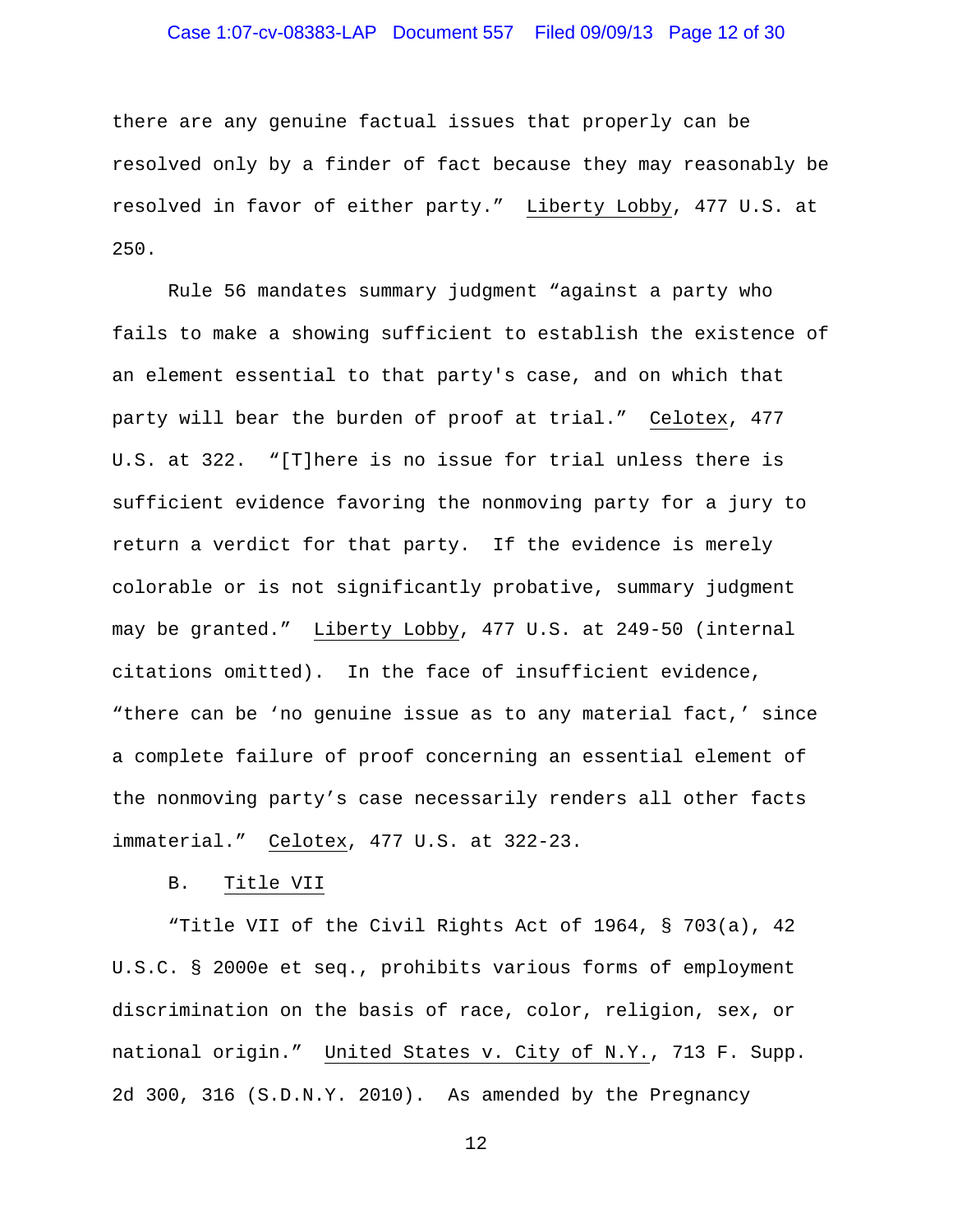there are any genuine factual issues that properly can be resolved only by a finder of fact because they may reasonably be resolved in favor of either party." Liberty Lobby, 477 U.S. at 250.

Rule 56 mandates summary judgment "against a party who fails to make a showing sufficient to establish the existence of an element essential to that party's case, and on which that party will bear the burden of proof at trial." Celotex, 477 U.S. at 322. "[T]here is no issue for trial unless there is sufficient evidence favoring the nonmoving party for a jury to return a verdict for that party. If the evidence is merely colorable or is not significantly probative, summary judgment may be granted." Liberty Lobby, 477 U.S. at 249-50 (internal citations omitted). In the face of insufficient evidence, "there can be 'no genuine issue as to any material fact,' since a complete failure of proof concerning an essential element of the nonmoving party's case necessarily renders all other facts immaterial." Celotex, 477 U.S. at 322-23.

B. Title VII

"Title VII of the Civil Rights Act of 1964, § 703(a), 42 U.S.C. § 2000e et seq., prohibits various forms of employment discrimination on the basis of race, color, religion, sex, or national origin." United States v. City of N.Y., 713 F. Supp. 2d 300, 316 (S.D.N.Y. 2010). As amended by the Pregnancy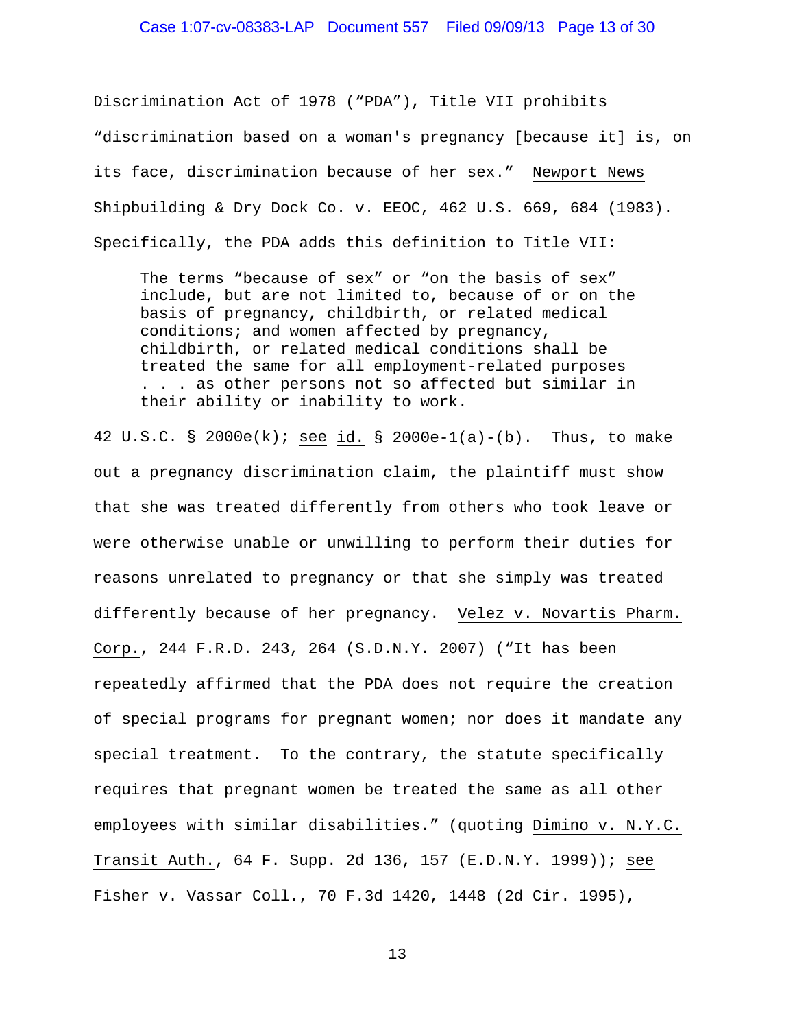Discrimination Act of 1978 ("PDA"), Title VII prohibits "discrimination based on a woman's pregnancy [because it] is, on its face, discrimination because of her sex." Newport News Shipbuilding & Dry Dock Co. v. EEOC, 462 U.S. 669, 684 (1983). Specifically, the PDA adds this definition to Title VII:

> The terms "because of sex" or "on the basis of sex" include, but are not limited to, because of or on the basis of pregnancy, childbirth, or related medical conditions; and women affected by pregnancy, childbirth, or related medical conditions shall be treated the same for all employment-related purposes . . . as other persons not so affected but similar in their ability or inability to work.

42 U.S.C. § 2000e(k); see id. § 2000e-1(a)-(b). Thus, to make out a pregnancy discrimination claim, the plaintiff must show that she was treated differently from others who took leave or were otherwise unable or unwilling to perform their duties for reasons unrelated to pregnancy or that she simply was treated differently because of her pregnancy. Velez v. Novartis Pharm. Corp., 244 F.R.D. 243, 264 (S.D.N.Y. 2007) ("It has been repeatedly affirmed that the PDA does not require the creation of special programs for pregnant women; nor does it mandate any special treatment. To the contrary, the statute specifically requires that pregnant women be treated the same as all other employees with similar disabilities." (quoting Dimino v. N.Y.C. Transit Auth., 64 F. Supp. 2d 136, 157 (E.D.N.Y. 1999)); see Fisher v. Vassar Coll., 70 F.3d 1420, 1448 (2d Cir. 1995),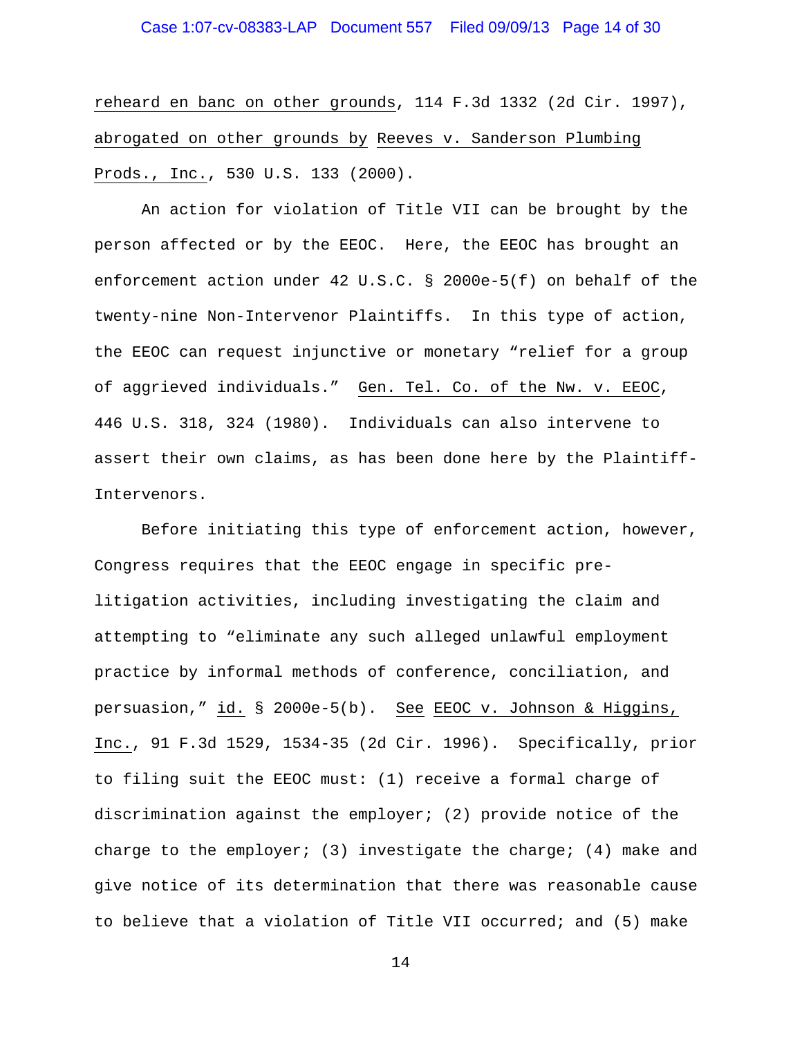reheard en banc on other grounds, 114 F.3d 1332 (2d Cir. 1997), abrogated on other grounds by Reeves v. Sanderson Plumbing Prods., Inc., 530 U.S. 133 (2000).

An action for violation of Title VII can be brought by the person affected or by the EEOC. Here, the EEOC has brought an enforcement action under 42 U.S.C. § 2000e-5(f) on behalf of the twenty-nine Non-Intervenor Plaintiffs. In this type of action, the EEOC can request injunctive or monetary "relief for a group of aggrieved individuals." Gen. Tel. Co. of the Nw. v. EEOC, 446 U.S. 318, 324 (1980). Individuals can also intervene to assert their own claims, as has been done here by the Plaintiff-Intervenors.

Before initiating this type of enforcement action, however, Congress requires that the EEOC engage in specific pre-litigation activities, including investigating the claim and attempting to "eliminate any such alleged unlawful employment practice by informal methods of conference, conciliation, and persuasion," id. § 2000e-5(b). See EEOC v. Johnson & Higgins, Inc., 91 F.3d 1529, 1534-35 (2d Cir. 1996). Specifically, prior to filing suit the EEOC must: (1) receive a formal charge of discrimination against the employer; (2) provide notice of the charge to the employer; (3) investigate the charge; (4) make and give notice of its determination that there was reasonable cause to believe that a violation of Title VII occurred; and (5) make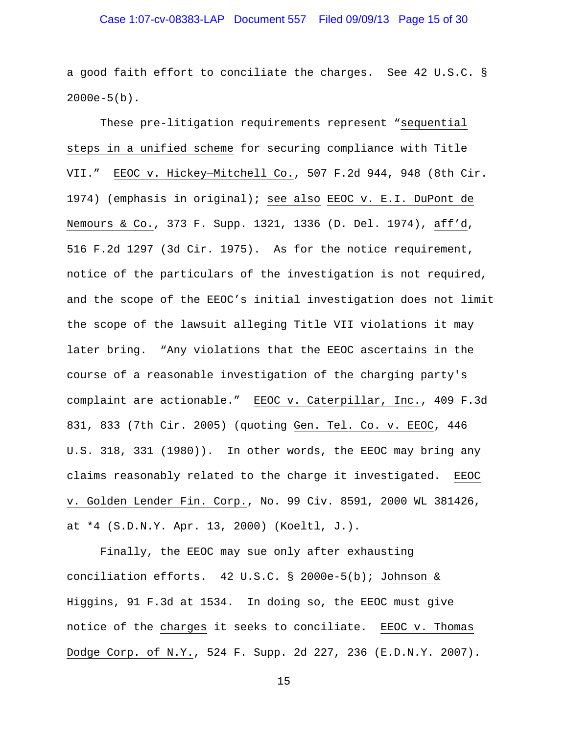a good faith effort to conciliate the charges. See 42 U.S.C. § 2000e-5(b).

These pre-litigation requirements represent "sequential steps in a unified scheme for securing compliance with Title VII." EEOC v. Hickey—Mitchell Co., 507 F.2d 944, 948 (8th Cir. 1974) (emphasis in original); see also EEOC v. E.I. DuPont de Nemours & Co., 373 F. Supp. 1321, 1336 (D. Del. 1974), aff'd, 516 F.2d 1297 (3d Cir. 1975). As for the notice requirement, notice of the particulars of the investigation is not required, and the scope of the EEOC's initial investigation does not limit the scope of the lawsuit alleging Title VII violations it may later bring. "Any violations that the EEOC ascertains in the course of a reasonable investigation of the charging party's complaint are actionable." EEOC v. Caterpillar, Inc., 409 F.3d 831, 833 (7th Cir. 2005) (quoting Gen. Tel. Co. v. EEOC, 446 U.S. 318, 331 (1980)). In other words, the EEOC may bring any claims reasonably related to the charge it investigated. EEOC v. Golden Lender Fin. Corp., No. 99 Civ. 8591, 2000 WL 381426, at *4 (S.D.N.Y. Apr. 13, 2000) (Koeltl, J.).

Finally, the EEOC may sue only after exhausting conciliation efforts. 42 U.S.C. § 2000e-5(b); Johnson & Higgins, 91 F.3d at 1534. In doing so, the EEOC must give notice of the charges it seeks to conciliate. EEOC v. Thomas Dodge Corp. of N.Y., 524 F. Supp. 2d 227, 236 (E.D.N.Y. 2007).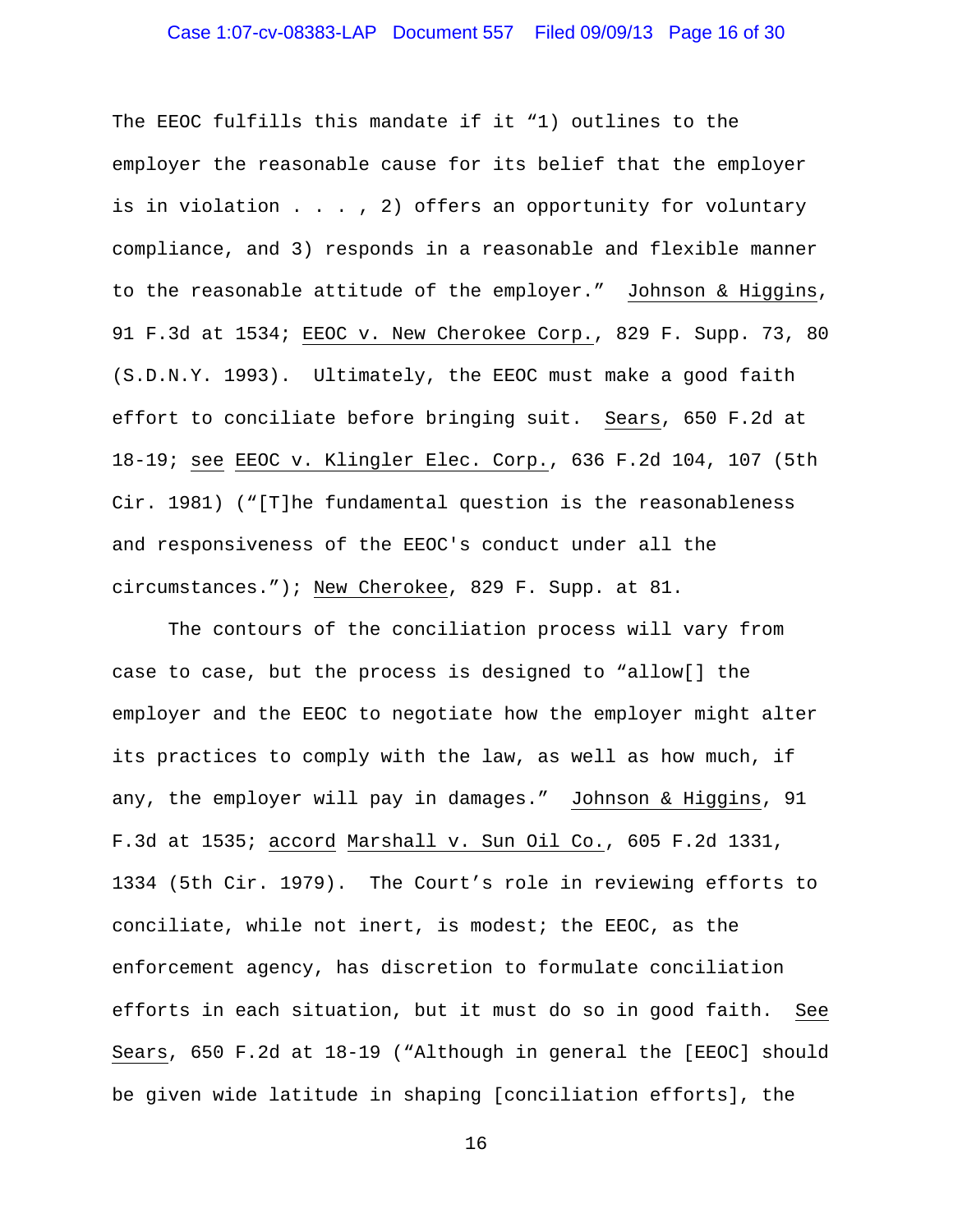The EEOC fulfills this mandate if it "1) outlines to the employer the reasonable cause for its belief that the employer is in violation . . . , 2) offers an opportunity for voluntary compliance, and 3) responds in a reasonable and flexible manner to the reasonable attitude of the employer." Johnson & Higgins, 91 F.3d at 1534; EEOC v. New Cherokee Corp., 829 F. Supp. 73, 80 (S.D.N.Y. 1993). Ultimately, the EEOC must make a good faith effort to conciliate before bringing suit. Sears, 650 F.2d at 18-19; see EEOC v. Klingler Elec. Corp., 636 F.2d 104, 107 (5th Cir. 1981) ("[T]he fundamental question is the reasonableness and responsiveness of the EEOC's conduct under all the circumstances."); New Cherokee, 829 F. Supp. at 81.

The contours of the conciliation process will vary from case to case, but the process is designed to "allow[] the employer and the EEOC to negotiate how the employer might alter its practices to comply with the law, as well as how much, if any, the employer will pay in damages." Johnson & Higgins, 91 F.3d at 1535; accord Marshall v. Sun Oil Co., 605 F.2d 1331, 1334 (5th Cir. 1979). The Court's role in reviewing efforts to conciliate, while not inert, is modest; the EEOC, as the enforcement agency, has discretion to formulate conciliation efforts in each situation, but it must do so in good faith. See Sears, 650 F.2d at 18-19 ("Although in general the [EEOC] should be given wide latitude in shaping [conciliation efforts], the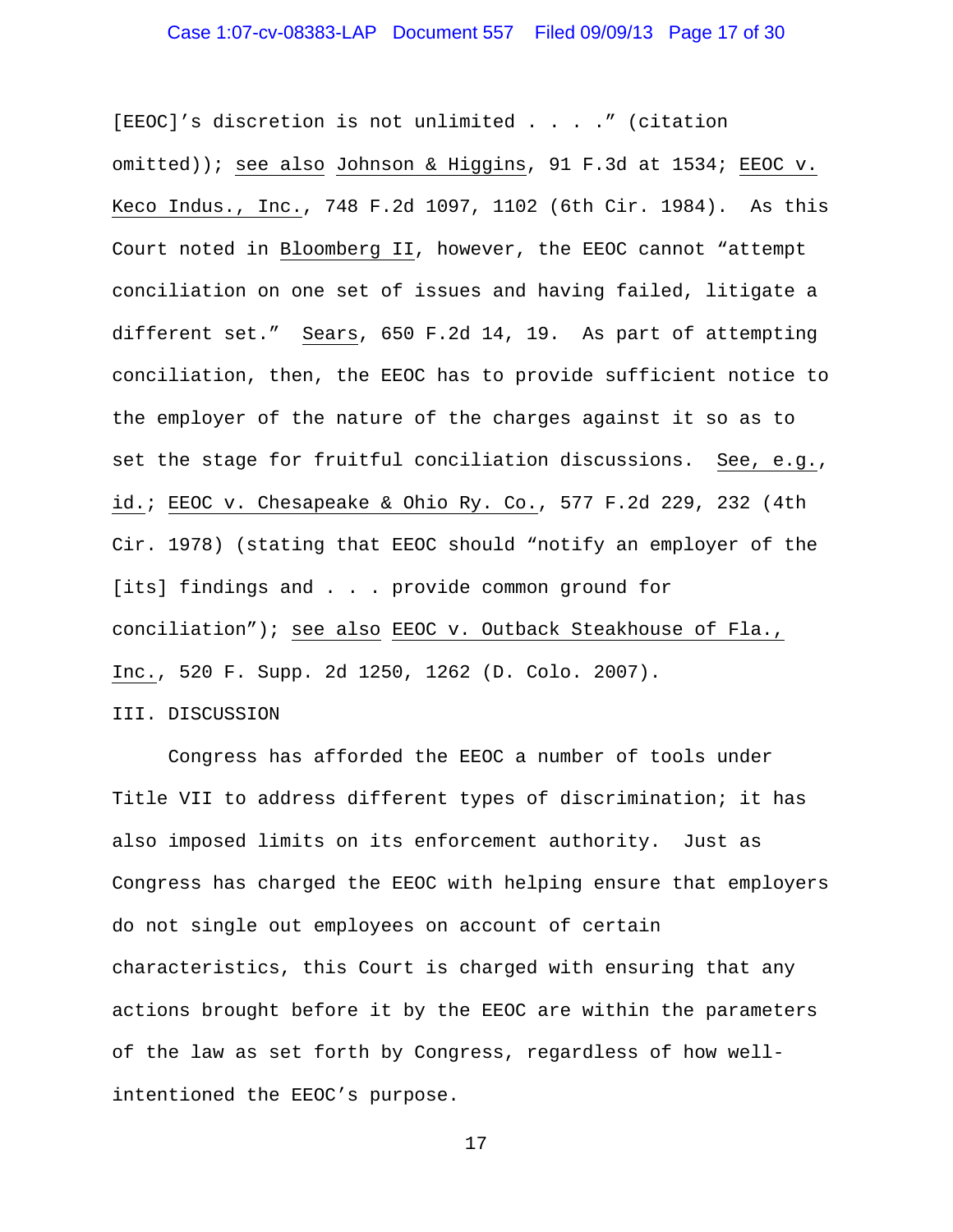[EEOC]'s discretion is not unlimited . . . ." (citation omitted)); see also Johnson & Higgins, 91 F.3d at 1534; EEOC v. Keco Indus., Inc., 748 F.2d 1097, 1102 (6th Cir. 1984). As this Court noted in Bloomberg II, however, the EEOC cannot "attempt conciliation on one set of issues and having failed, litigate a different set." Sears, 650 F.2d 14, 19. As part of attempting conciliation, then, the EEOC has to provide sufficient notice to the employer of the nature of the charges against it so as to set the stage for fruitful conciliation discussions. See, e.g., id.; EEOC v. Chesapeake & Ohio Ry. Co., 577 F.2d 229, 232 (4th Cir. 1978) (stating that EEOC should "notify an employer of the [its] findings and . . . provide common ground for conciliation"); see also EEOC v. Outback Steakhouse of Fla., Inc., 520 F. Supp. 2d 1250, 1262 (D. Colo. 2007).

## III. DISCUSSION

Congress has afforded the EEOC a number of tools under Title VII to address different types of discrimination; it has also imposed limits on its enforcement authority. Just as Congress has charged the EEOC with helping ensure that employers do not single out employees on account of certain characteristics, this Court is charged with ensuring that any actions brought before it by the EEOC are within the parameters of the law as set forth by Congress, regardless of how well-intentioned the EEOC's purpose.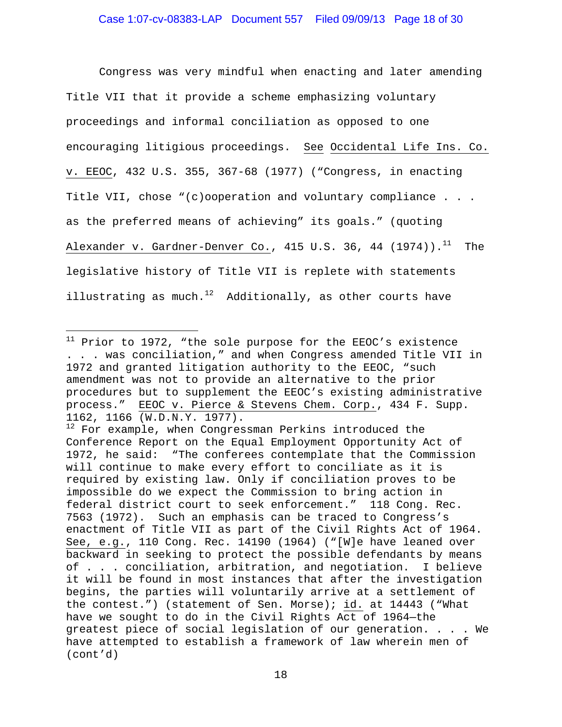Congress was very mindful when enacting and later amending Title VII that it provide a scheme emphasizing voluntary proceedings and informal conciliation as opposed to one encouraging litigious proceedings. See Occidental Life Ins. Co. v. EEOC, 432 U.S. 355, 367-68 (1977) ("Congress, in enacting Title VII, chose "(c)ooperation and voluntary compliance . . . as the preferred means of achieving" its goals." (quoting Alexander v. Gardner-Denver Co., 415 U.S. 36, 44 (1974)).[11] The legislative history of Title VII is replete with statements illustrating as much.[12] Additionally, as other courts have

---

[11] Prior to 1972, "the sole purpose for the EEOC's existence . . . was conciliation," and when Congress amended Title VII in 1972 and granted litigation authority to the EEOC, "such amendment was not to provide an alternative to the prior procedures but to supplement the EEOC's existing administrative process." EEOC v. Pierce & Stevens Chem. Corp., 434 F. Supp. 1162, 1166 (W.D.N.Y. 1977).

[12] For example, when Congressman Perkins introduced the Conference Report on the Equal Employment Opportunity Act of 1972, he said: "The conferees contemplate that the Commission will continue to make every effort to conciliate as it is required by existing law. Only if conciliation proves to be impossible do we expect the Commission to bring action in federal district court to seek enforcement." 118 Cong. Rec. 7563 (1972). Such an emphasis can be traced to Congress's enactment of Title VII as part of the Civil Rights Act of 1964. See, e.g., 110 Cong. Rec. 14190 (1964) ("[W]e have leaned over backward in seeking to protect the possible defendants by means of . . . conciliation, arbitration, and negotiation. I believe it will be found in most instances that after the investigation begins, the parties will voluntarily arrive at a settlement of the contest.") (statement of Sen. Morse); id. at 14443 ("What have we sought to do in the Civil Rights Act of 1964—the greatest piece of social legislation of our generation. . . . We have attempted to establish a framework of law wherein men of (cont'd)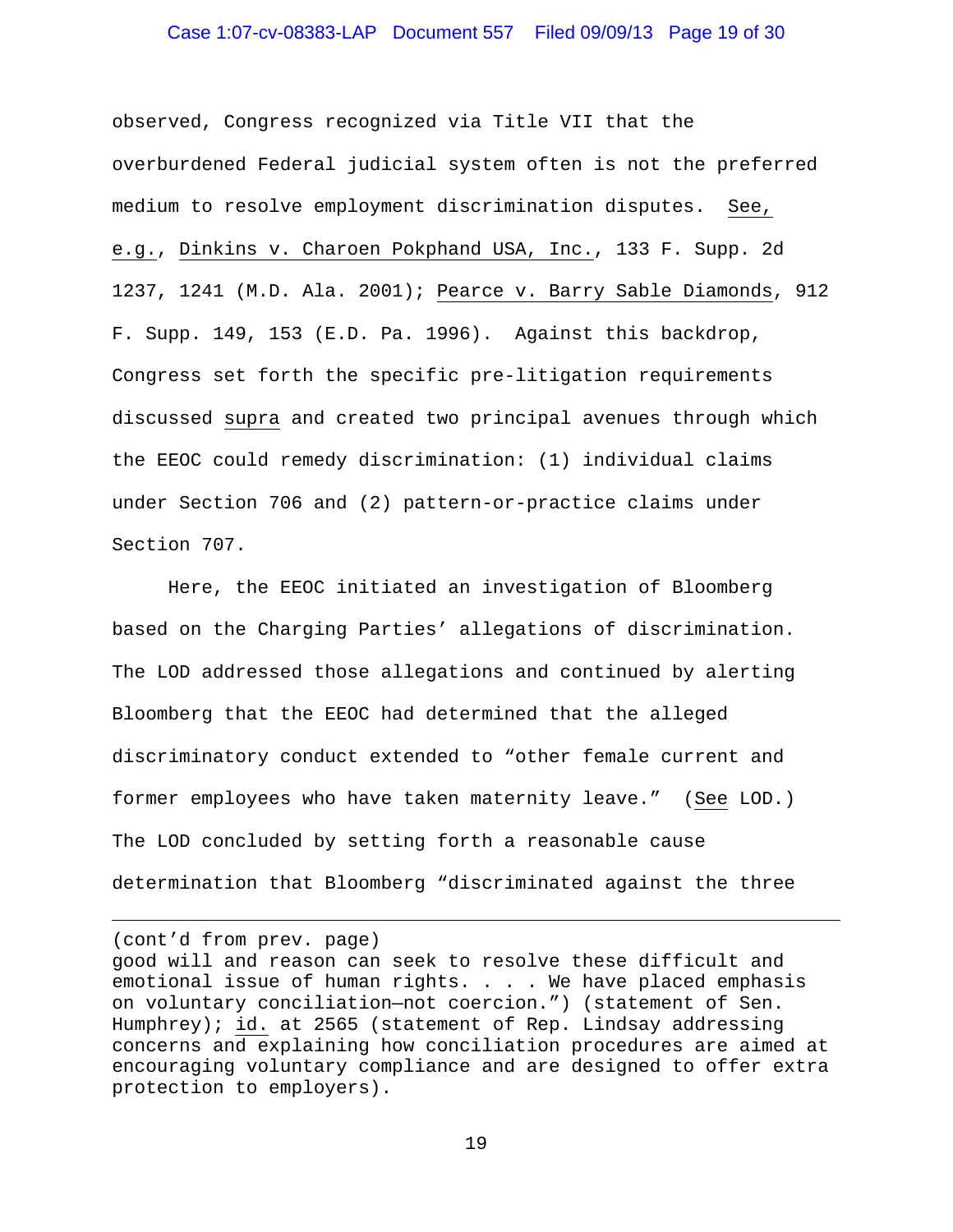observed, Congress recognized via Title VII that the overburdened Federal judicial system often is not the preferred medium to resolve employment discrimination disputes. See, e.g., Dinkins v. Charoen Pokphand USA, Inc., 133 F. Supp. 2d 1237, 1241 (M.D. Ala. 2001); Pearce v. Barry Sable Diamonds, 912 F. Supp. 149, 153 (E.D. Pa. 1996). Against this backdrop, Congress set forth the specific pre-litigation requirements discussed supra and created two principal avenues through which the EEOC could remedy discrimination: (1) individual claims under Section 706 and (2) pattern-or-practice claims under Section 707.

Here, the EEOC initiated an investigation of Bloomberg based on the Charging Parties' allegations of discrimination. The LOD addressed those allegations and continued by alerting Bloomberg that the EEOC had determined that the alleged discriminatory conduct extended to "other female current and former employees who have taken maternity leave." (See LOD.) The LOD concluded by setting forth a reasonable cause determination that Bloomberg "discriminated against the three

---

(cont'd from prev. page)
good will and reason can seek to resolve these difficult and emotional issue of human rights. . . . We have placed emphasis on voluntary conciliation—not coercion.") (statement of Sen. Humphrey); id. at 2565 (statement of Rep. Lindsay addressing concerns and explaining how conciliation procedures are aimed at encouraging voluntary compliance and are designed to offer extra protection to employers).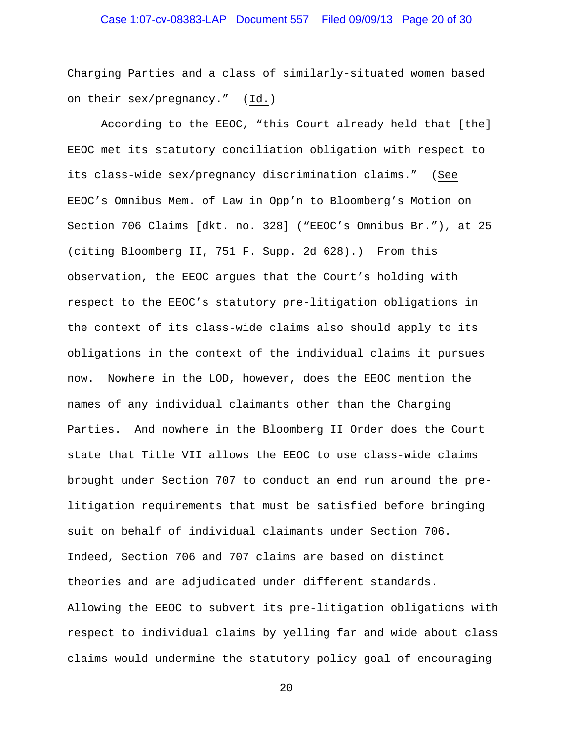Charging Parties and a class of similarly-situated women based on their sex/pregnancy." (Id.)

According to the EEOC, "this Court already held that [the] EEOC met its statutory conciliation obligation with respect to its class-wide sex/pregnancy discrimination claims." (See EEOC's Omnibus Mem. of Law in Opp'n to Bloomberg's Motion on Section 706 Claims [dkt. no. 328] ("EEOC's Omnibus Br."), at 25 (citing Bloomberg II, 751 F. Supp. 2d 628).) From this observation, the EEOC argues that the Court's holding with respect to the EEOC's statutory pre-litigation obligations in the context of its class-wide claims also should apply to its obligations in the context of the individual claims it pursues now. Nowhere in the LOD, however, does the EEOC mention the names of any individual claimants other than the Charging Parties. And nowhere in the Bloomberg II Order does the Court state that Title VII allows the EEOC to use class-wide claims brought under Section 707 to conduct an end run around the pre-litigation requirements that must be satisfied before bringing suit on behalf of individual claimants under Section 706. Indeed, Section 706 and 707 claims are based on distinct theories and are adjudicated under different standards. Allowing the EEOC to subvert its pre-litigation obligations with respect to individual claims by yelling far and wide about class claims would undermine the statutory policy goal of encouraging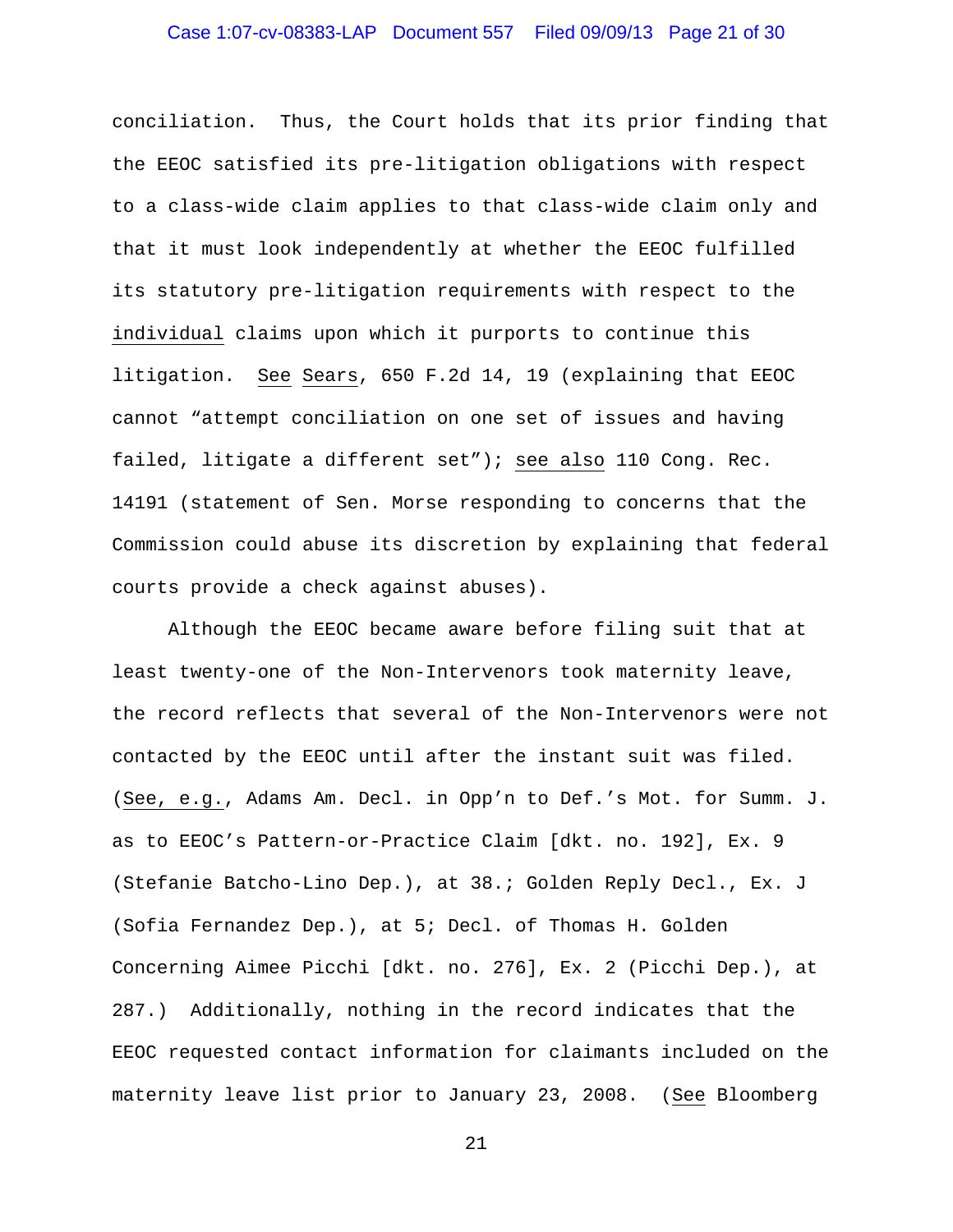conciliation. Thus, the Court holds that its prior finding that the EEOC satisfied its pre-litigation obligations with respect to a class-wide claim applies to that class-wide claim only and that it must look independently at whether the EEOC fulfilled its statutory pre-litigation requirements with respect to the individual claims upon which it purports to continue this litigation. See Sears, 650 F.2d 14, 19 (explaining that EEOC cannot "attempt conciliation on one set of issues and having failed, litigate a different set"); see also 110 Cong. Rec. 14191 (statement of Sen. Morse responding to concerns that the Commission could abuse its discretion by explaining that federal courts provide a check against abuses).

Although the EEOC became aware before filing suit that at least twenty-one of the Non-Intervenors took maternity leave, the record reflects that several of the Non-Intervenors were not contacted by the EEOC until after the instant suit was filed. (See, e.g., Adams Am. Decl. in Opp'n to Def.'s Mot. for Summ. J. as to EEOC's Pattern-or-Practice Claim [dkt. no. 192], Ex. 9 (Stefanie Batcho-Lino Dep.), at 38.; Golden Reply Decl., Ex. J (Sofia Fernandez Dep.), at 5; Decl. of Thomas H. Golden Concerning Aimee Picchi [dkt. no. 276], Ex. 2 (Picchi Dep.), at 287.) Additionally, nothing in the record indicates that the EEOC requested contact information for claimants included on the maternity leave list prior to January 23, 2008. (See Bloomberg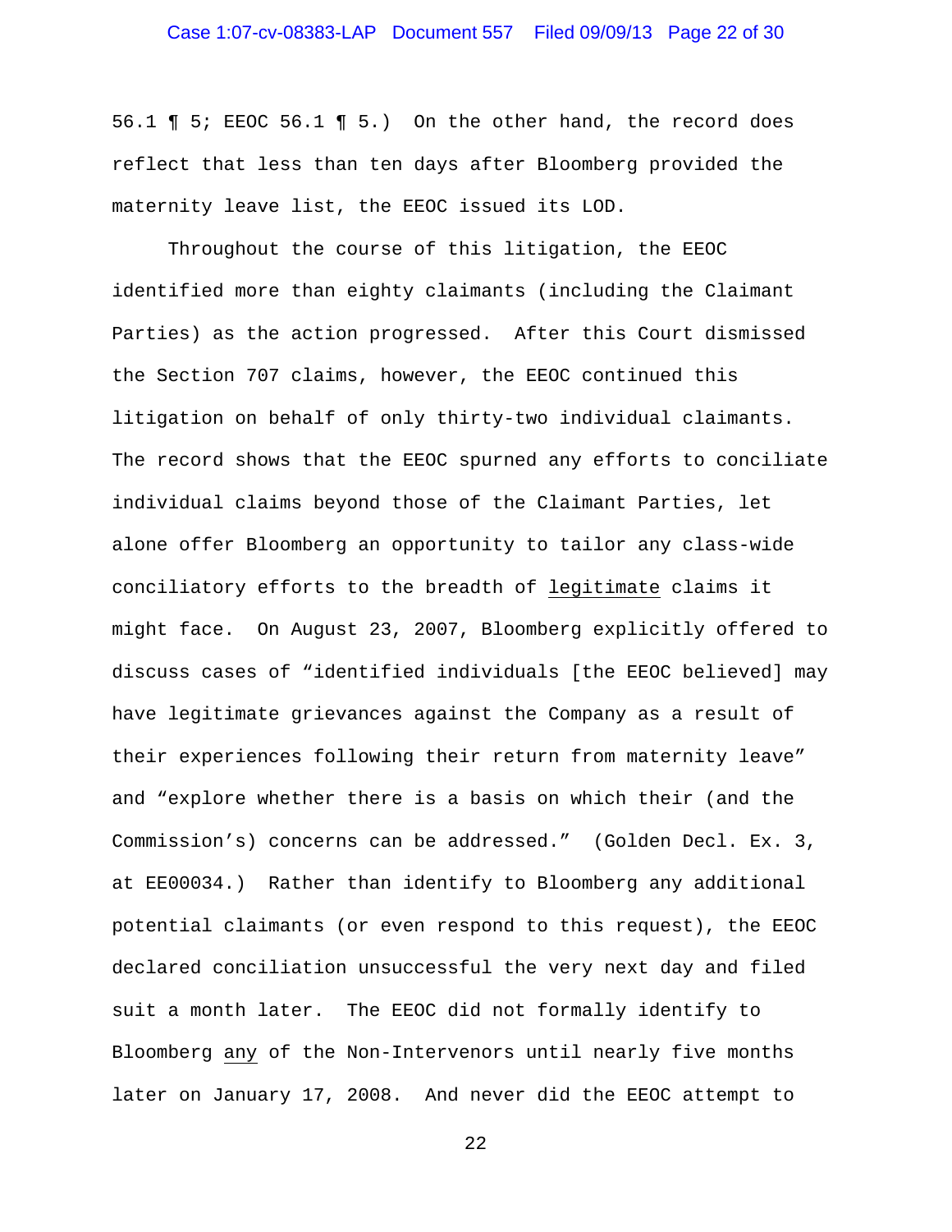56.1 ¶ 5; EEOC 56.1 ¶ 5.) On the other hand, the record does reflect that less than ten days after Bloomberg provided the maternity leave list, the EEOC issued its LOD.

Throughout the course of this litigation, the EEOC identified more than eighty claimants (including the Claimant Parties) as the action progressed. After this Court dismissed the Section 707 claims, however, the EEOC continued this litigation on behalf of only thirty-two individual claimants. The record shows that the EEOC spurned any efforts to conciliate individual claims beyond those of the Claimant Parties, let alone offer Bloomberg an opportunity to tailor any class-wide conciliatory efforts to the breadth of legitimate claims it might face. On August 23, 2007, Bloomberg explicitly offered to discuss cases of "identified individuals [the EEOC believed] may have legitimate grievances against the Company as a result of their experiences following their return from maternity leave" and "explore whether there is a basis on which their (and the Commission's) concerns can be addressed." (Golden Decl. Ex. 3, at EE00034.) Rather than identify to Bloomberg any additional potential claimants (or even respond to this request), the EEOC declared conciliation unsuccessful the very next day and filed suit a month later. The EEOC did not formally identify to Bloomberg any of the Non-Intervenors until nearly five months later on January 17, 2008. And never did the EEOC attempt to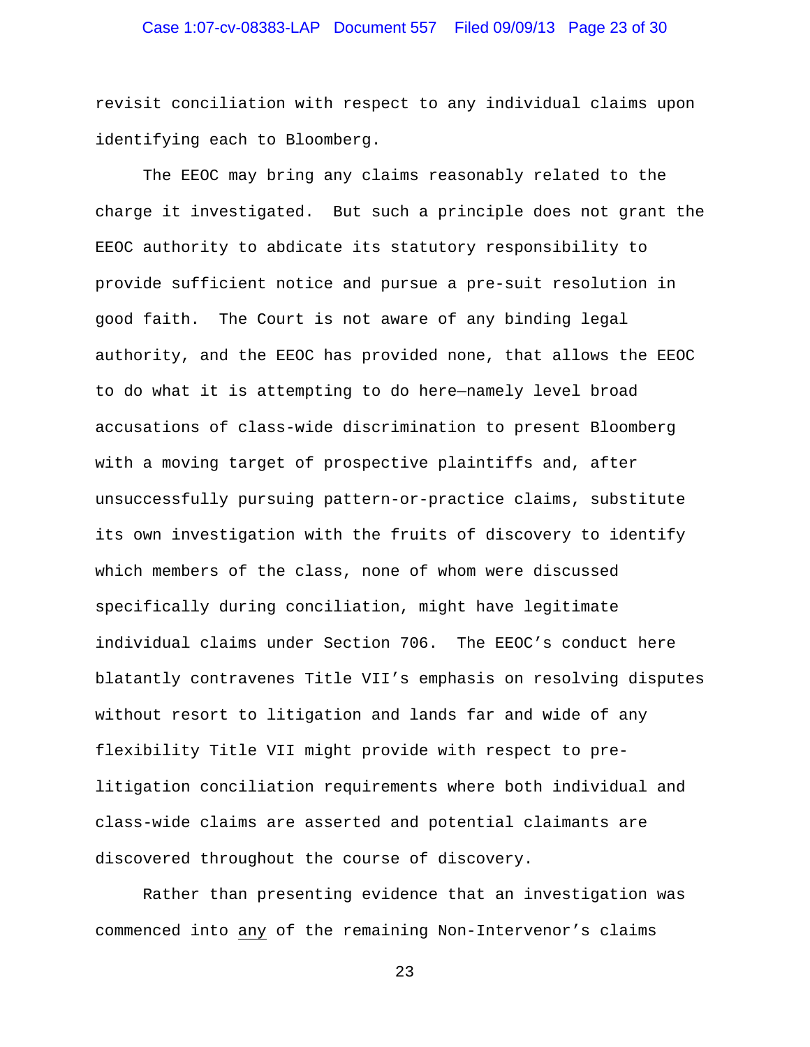revisit conciliation with respect to any individual claims upon identifying each to Bloomberg.

The EEOC may bring any claims reasonably related to the charge it investigated. But such a principle does not grant the EEOC authority to abdicate its statutory responsibility to provide sufficient notice and pursue a pre-suit resolution in good faith. The Court is not aware of any binding legal authority, and the EEOC has provided none, that allows the EEOC to do what it is attempting to do here—namely level broad accusations of class-wide discrimination to present Bloomberg with a moving target of prospective plaintiffs and, after unsuccessfully pursuing pattern-or-practice claims, substitute its own investigation with the fruits of discovery to identify which members of the class, none of whom were discussed specifically during conciliation, might have legitimate individual claims under Section 706. The EEOC's conduct here blatantly contravenes Title VII's emphasis on resolving disputes without resort to litigation and lands far and wide of any flexibility Title VII might provide with respect to pre-litigation conciliation requirements where both individual and class-wide claims are asserted and potential claimants are discovered throughout the course of discovery.

Rather than presenting evidence that an investigation was commenced into <u>any</u> of the remaining Non-Intervenor's claims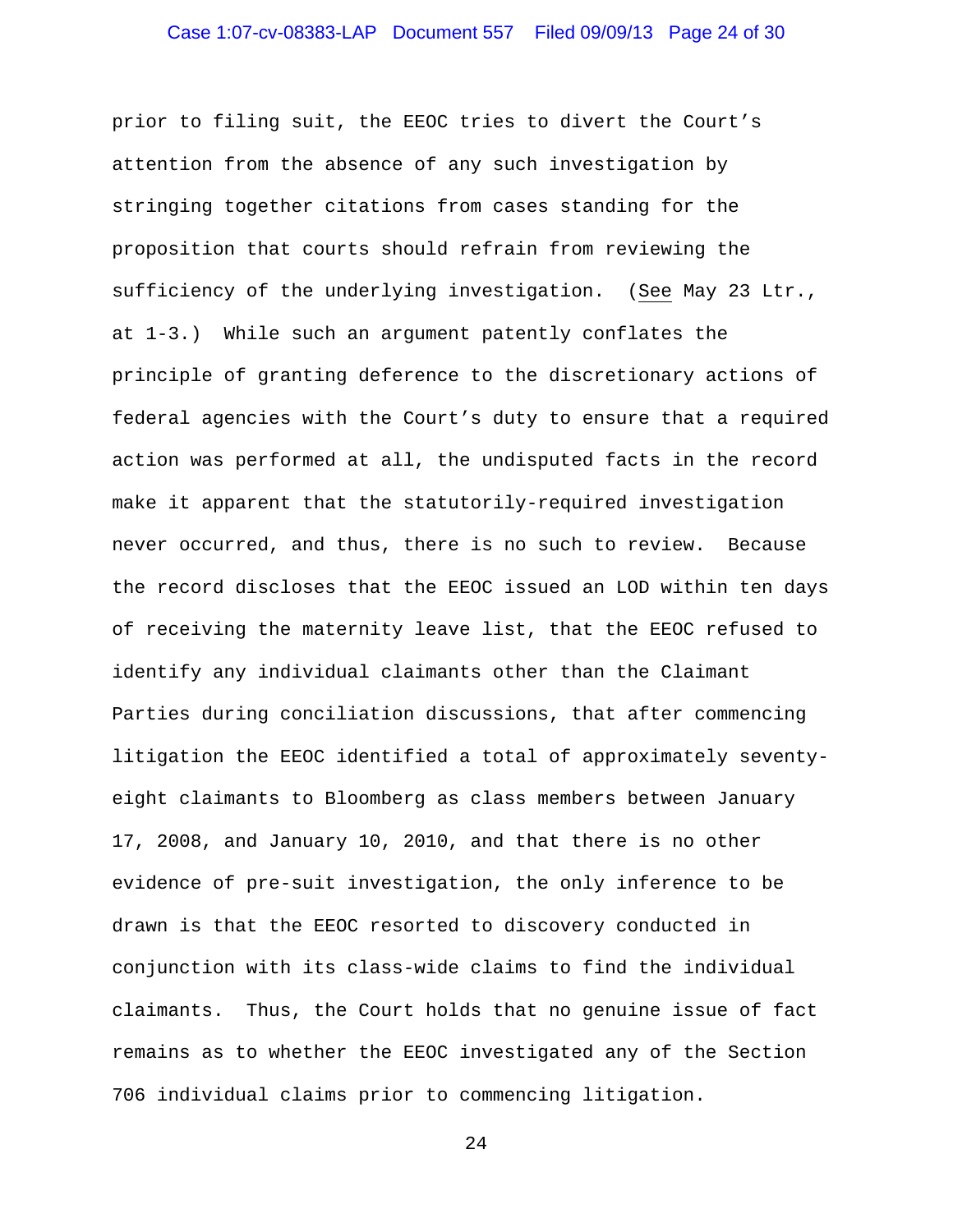prior to filing suit, the EEOC tries to divert the Court's attention from the absence of any such investigation by stringing together citations from cases standing for the proposition that courts should refrain from reviewing the sufficiency of the underlying investigation. (*See* May 23 Ltr., at 1-3.) While such an argument patently conflates the principle of granting deference to the discretionary actions of federal agencies with the Court's duty to ensure that a required action was performed at all, the undisputed facts in the record make it apparent that the statutorily-required investigation never occurred, and thus, there is no such to review. Because the record discloses that the EEOC issued an LOD within ten days of receiving the maternity leave list, that the EEOC refused to identify any individual claimants other than the Claimant Parties during conciliation discussions, that after commencing litigation the EEOC identified a total of approximately seventy-eight claimants to Bloomberg as class members between January 17, 2008, and January 10, 2010, and that there is no other evidence of pre-suit investigation, the only inference to be drawn is that the EEOC resorted to discovery conducted in conjunction with its class-wide claims to find the individual claimants. Thus, the Court holds that no genuine issue of fact remains as to whether the EEOC investigated any of the Section 706 individual claims prior to commencing litigation.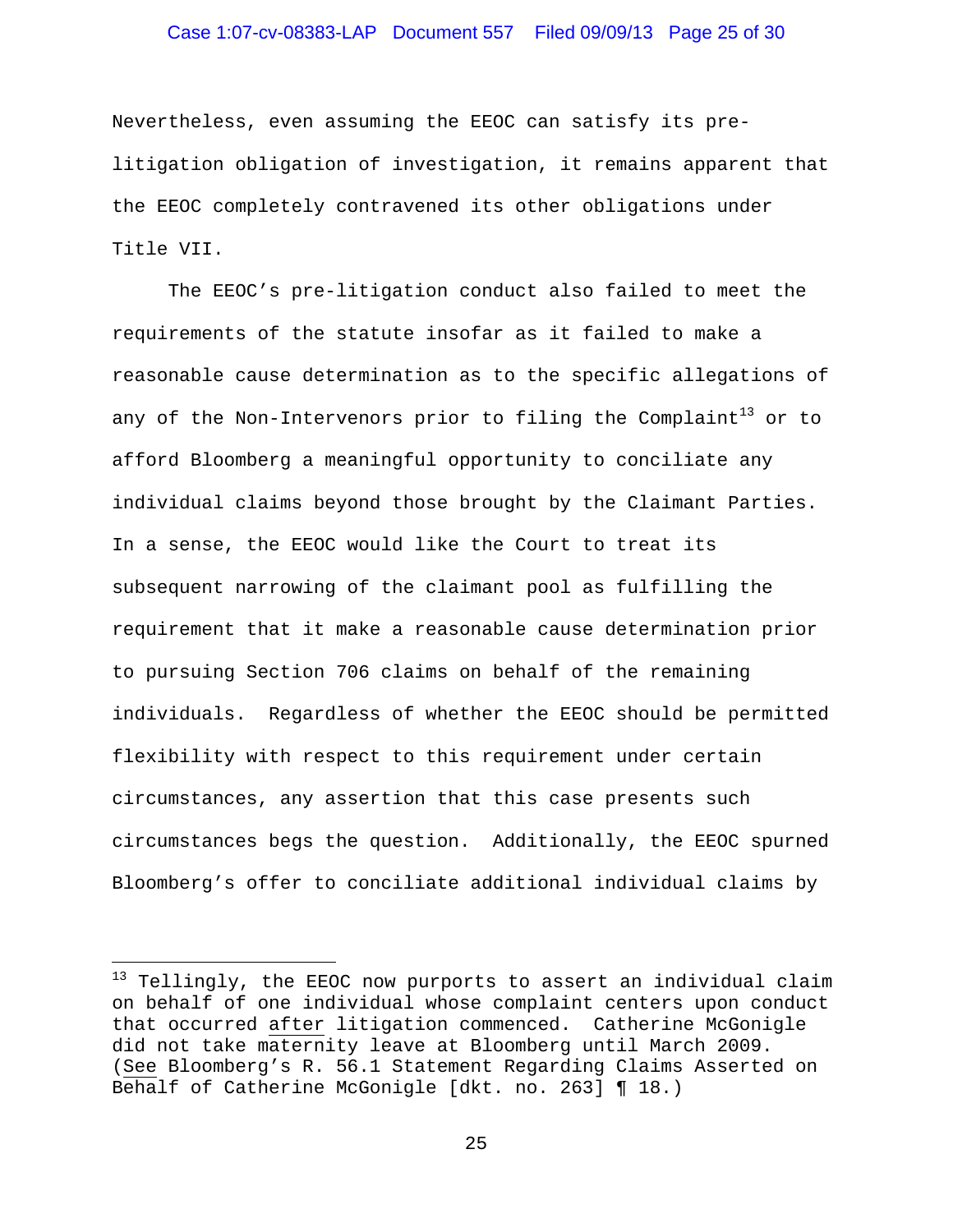Nevertheless, even assuming the EEOC can satisfy its pre-litigation obligation of investigation, it remains apparent that the EEOC completely contravened its other obligations under Title VII.

The EEOC's pre-litigation conduct also failed to meet the requirements of the statute insofar as it failed to make a reasonable cause determination as to the specific allegations of any of the Non-Intervenors prior to filing the Complaint[13] or to afford Bloomberg a meaningful opportunity to conciliate any individual claims beyond those brought by the Claimant Parties. In a sense, the EEOC would like the Court to treat its subsequent narrowing of the claimant pool as fulfilling the requirement that it make a reasonable cause determination prior to pursuing Section 706 claims on behalf of the remaining individuals. Regardless of whether the EEOC should be permitted flexibility with respect to this requirement under certain circumstances, any assertion that this case presents such circumstances begs the question. Additionally, the EEOC spurned Bloomberg's offer to conciliate additional individual claims by

---

[13] Tellingly, the EEOC now purports to assert an individual claim on behalf of one individual whose complaint centers upon conduct that occurred <u>after</u> litigation commenced. Catherine McGonigle did not take maternity leave at Bloomberg until March 2009. (<u>See</u> Bloomberg's R. 56.1 Statement Regarding Claims Asserted on Behalf of Catherine McGonigle [dkt. no. 263] ¶ 18.)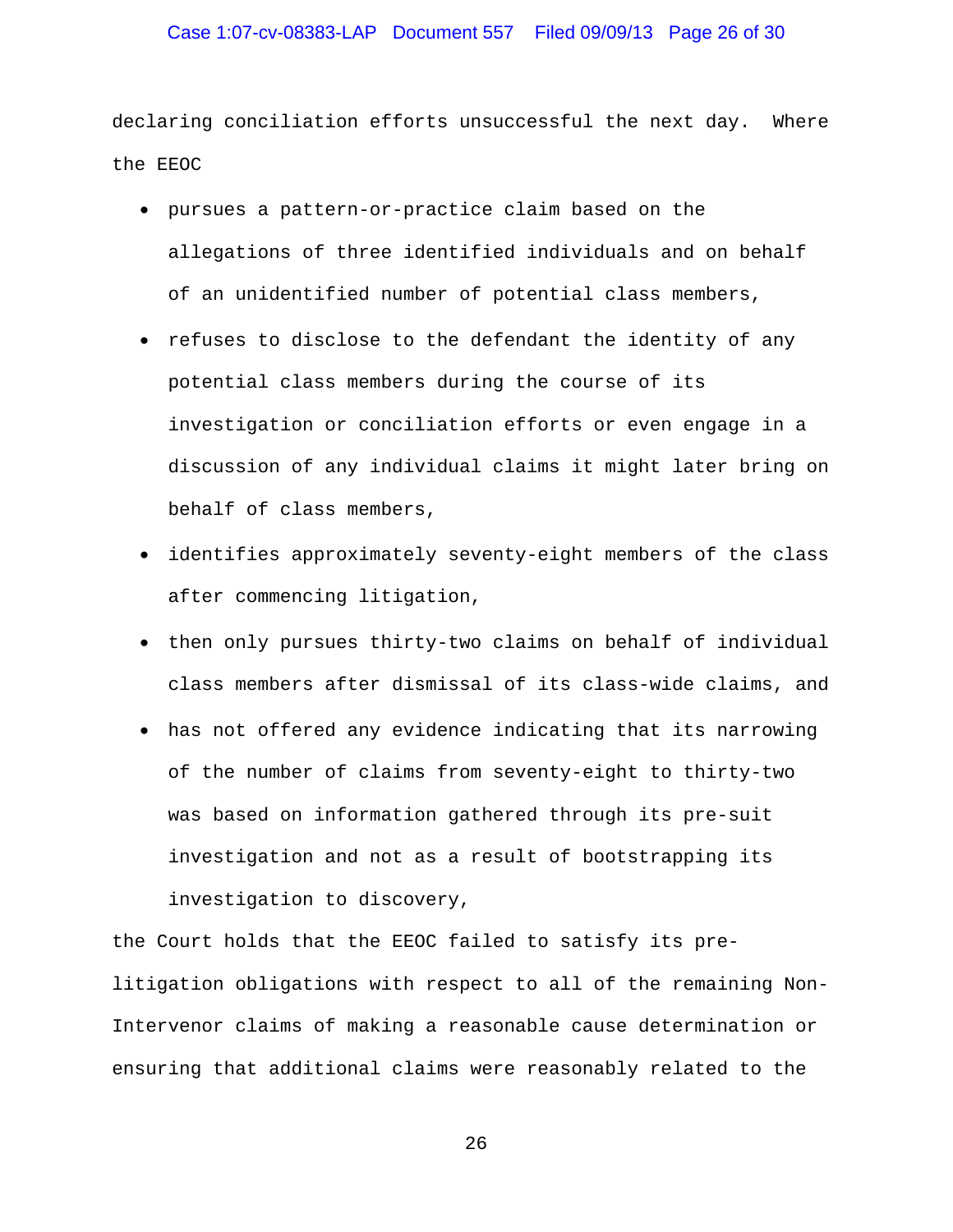declaring conciliation efforts unsuccessful the next day. Where the EEOC

- pursues a pattern-or-practice claim based on the allegations of three identified individuals and on behalf of an unidentified number of potential class members,
- refuses to disclose to the defendant the identity of any potential class members during the course of its investigation or conciliation efforts or even engage in a discussion of any individual claims it might later bring on behalf of class members,
- identifies approximately seventy-eight members of the class after commencing litigation,
- then only pursues thirty-two claims on behalf of individual class members after dismissal of its class-wide claims, and
- has not offered any evidence indicating that its narrowing of the number of claims from seventy-eight to thirty-two was based on information gathered through its pre-suit investigation and not as a result of bootstrapping its investigation to discovery,

the Court holds that the EEOC failed to satisfy its pre-litigation obligations with respect to all of the remaining Non-Intervenor claims of making a reasonable cause determination or ensuring that additional claims were reasonably related to the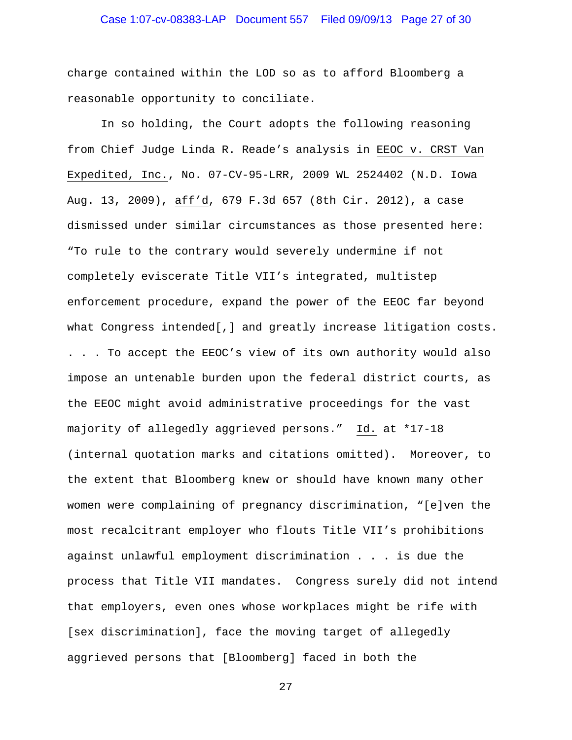charge contained within the LOD so as to afford Bloomberg a reasonable opportunity to conciliate.

In so holding, the Court adopts the following reasoning from Chief Judge Linda R. Reade's analysis in EEOC v. CRST Van Expedited, Inc., No. 07-CV-95-LRR, 2009 WL 2524402 (N.D. Iowa Aug. 13, 2009), aff'd, 679 F.3d 657 (8th Cir. 2012), a case dismissed under similar circumstances as those presented here: "To rule to the contrary would severely undermine if not completely eviscerate Title VII's integrated, multistep enforcement procedure, expand the power of the EEOC far beyond what Congress intended[,] and greatly increase litigation costs. . . . To accept the EEOC's view of its own authority would also impose an untenable burden upon the federal district courts, as the EEOC might avoid administrative proceedings for the vast majority of allegedly aggrieved persons." Id. at *17-18 (internal quotation marks and citations omitted). Moreover, to the extent that Bloomberg knew or should have known many other women were complaining of pregnancy discrimination, "[e]ven the most recalcitrant employer who flouts Title VII's prohibitions against unlawful employment discrimination . . . is due the process that Title VII mandates. Congress surely did not intend that employers, even ones whose workplaces might be rife with [sex discrimination], face the moving target of allegedly aggrieved persons that [Bloomberg] faced in both the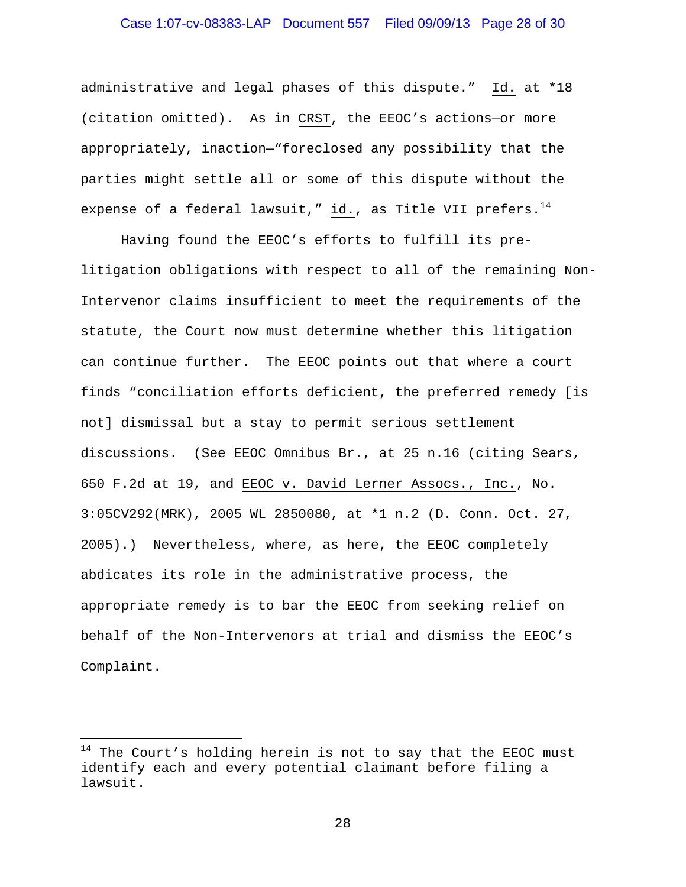administrative and legal phases of this dispute." Id. at *18 (citation omitted). As in CRST, the EEOC's actions—or more appropriately, inaction—"foreclosed any possibility that the parties might settle all or some of this dispute without the expense of a federal lawsuit," id., as Title VII prefers.[14]

Having found the EEOC's efforts to fulfill its pre-litigation obligations with respect to all of the remaining Non-Intervenor claims insufficient to meet the requirements of the statute, the Court now must determine whether this litigation can continue further. The EEOC points out that where a court finds "conciliation efforts deficient, the preferred remedy [is not] dismissal but a stay to permit serious settlement discussions. (See EEOC Omnibus Br., at 25 n.16 (citing Sears, 650 F.2d at 19, and EEOC v. David Lerner Assocs., Inc., No. 3:05CV292(MRK), 2005 WL 2850080, at *1 n.2 (D. Conn. Oct. 27, 2005).) Nevertheless, where, as here, the EEOC completely abdicates its role in the administrative process, the appropriate remedy is to bar the EEOC from seeking relief on behalf of the Non-Intervenors at trial and dismiss the EEOC's Complaint.

[14] The Court's holding herein is not to say that the EEOC must identify each and every potential claimant before filing a lawsuit.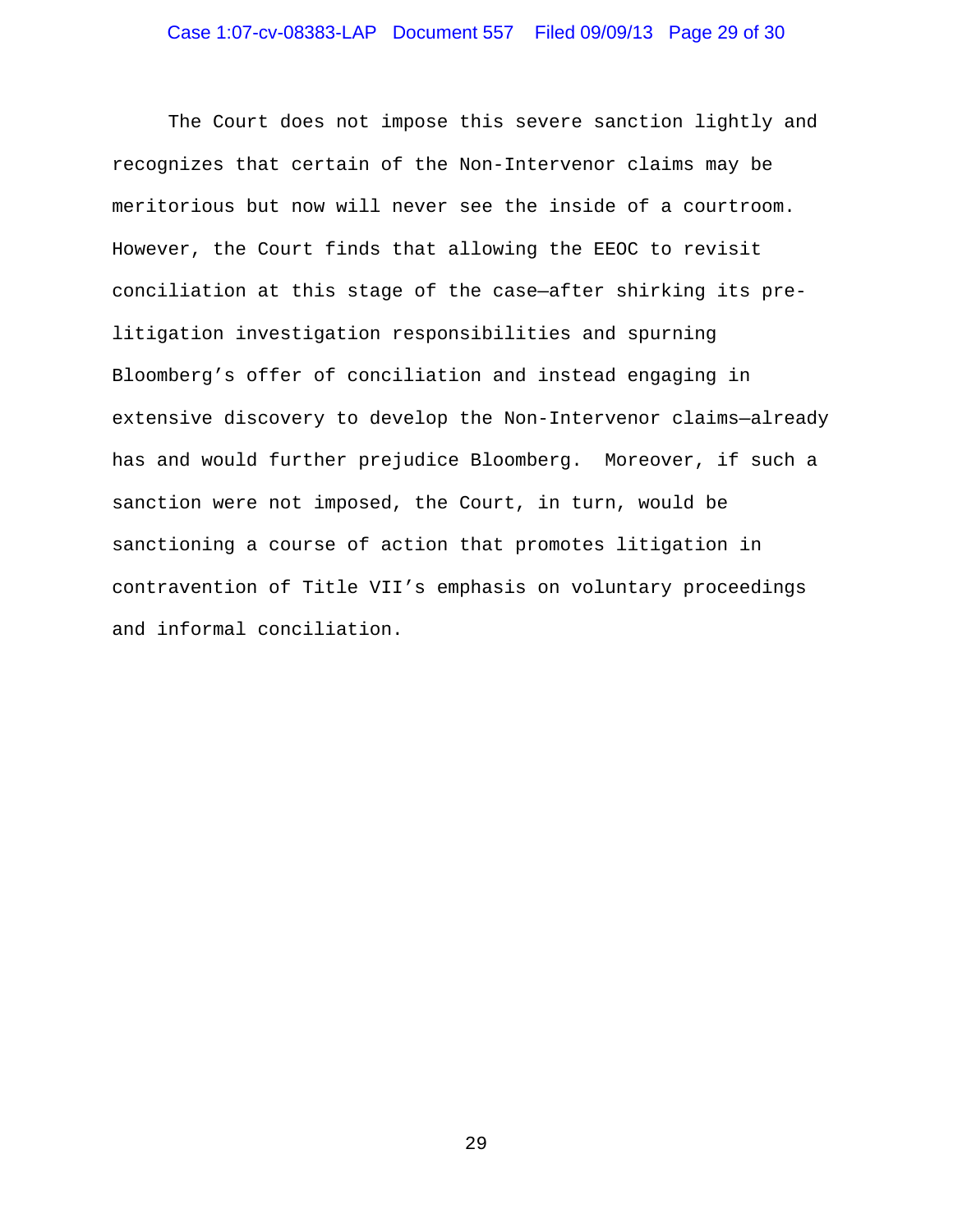The Court does not impose this severe sanction lightly and recognizes that certain of the Non-Intervenor claims may be meritorious but now will never see the inside of a courtroom. However, the Court finds that allowing the EEOC to revisit conciliation at this stage of the case—after shirking its pre-litigation investigation responsibilities and spurning Bloomberg's offer of conciliation and instead engaging in extensive discovery to develop the Non-Intervenor claims—already has and would further prejudice Bloomberg. Moreover, if such a sanction were not imposed, the Court, in turn, would be sanctioning a course of action that promotes litigation in contravention of Title VII's emphasis on voluntary proceedings and informal conciliation.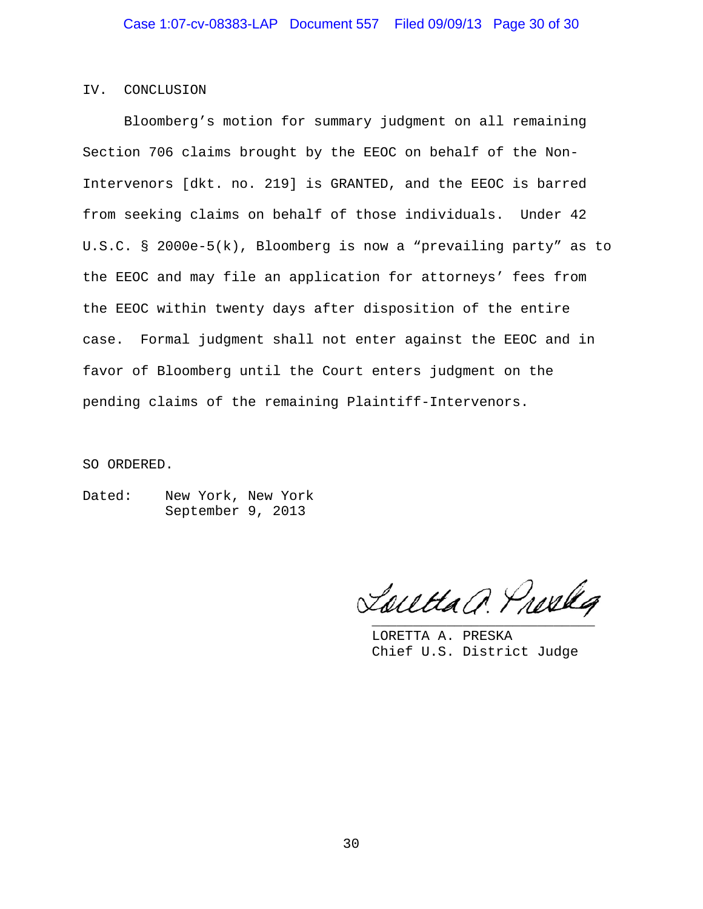## IV. CONCLUSION

Bloomberg's motion for summary judgment on all remaining Section 706 claims brought by the EEOC on behalf of the Non-Intervenors [dkt. no. 219] is GRANTED, and the EEOC is barred from seeking claims on behalf of those individuals. Under 42 U.S.C. § 2000e-5(k), Bloomberg is now a "prevailing party" as to the EEOC and may file an application for attorneys' fees from the EEOC within twenty days after disposition of the entire case. Formal judgment shall not enter against the EEOC and in favor of Bloomberg until the Court enters judgment on the pending claims of the remaining Plaintiff-Intervenors.

SO ORDERED.

Dated: New York, New York
September 9, 2013

LORETTA A. PRESKA
Chief U.S. District Judge